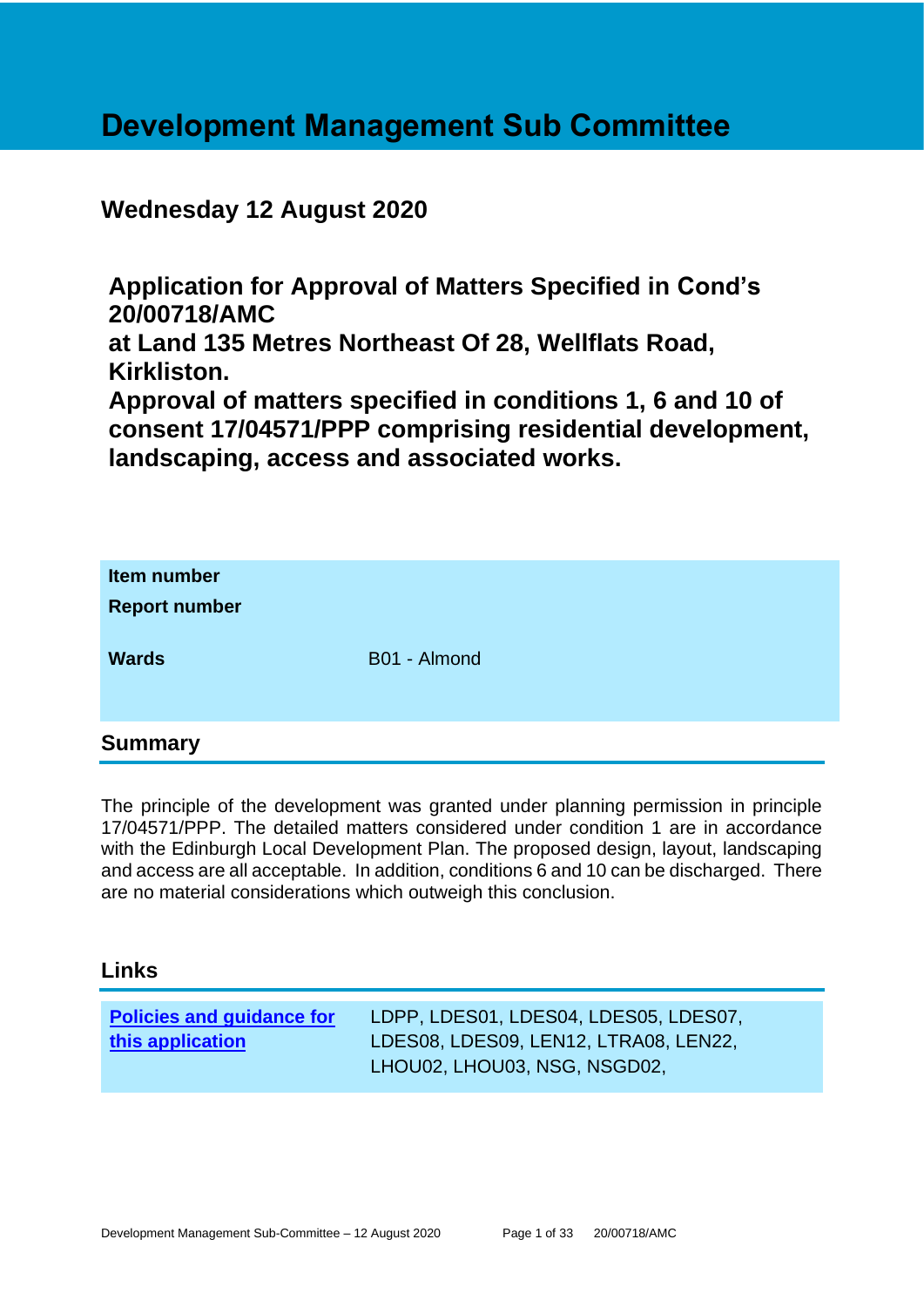# Development Management Sub Committee

## Wednesday 12 August 2020

**Application for Approval of Matters Specified in Cond's 20/00718/AMC**
**at Land 135 Metres Northeast Of 28, Wellflats Road, Kirkliston.**
**Approval of matters specified in conditions 1, 6 and 10 of consent 17/04571/PPP comprising residential development, landscaping, access and associated works.**

| | |
|---|---|
| **Item number** | |
| **Report number** | |
| **Wards** | B01 - Almond |

## Summary

The principle of the development was granted under planning permission in principle 17/04571/PPP. The detailed matters considered under condition 1 are in accordance with the Edinburgh Local Development Plan. The proposed design, layout, landscaping and access are all acceptable. In addition, conditions 6 and 10 can be discharged. There are no material considerations which outweigh this conclusion.

## Links

| | |
|---|---|
| **Policies and guidance for this application** | LDPP, LDES01, LDES04, LDES05, LDES07, LDES08, LDES09, LEN12, LTRA08, LEN22, LHOU02, LHOU03, NSG, NSGD02, |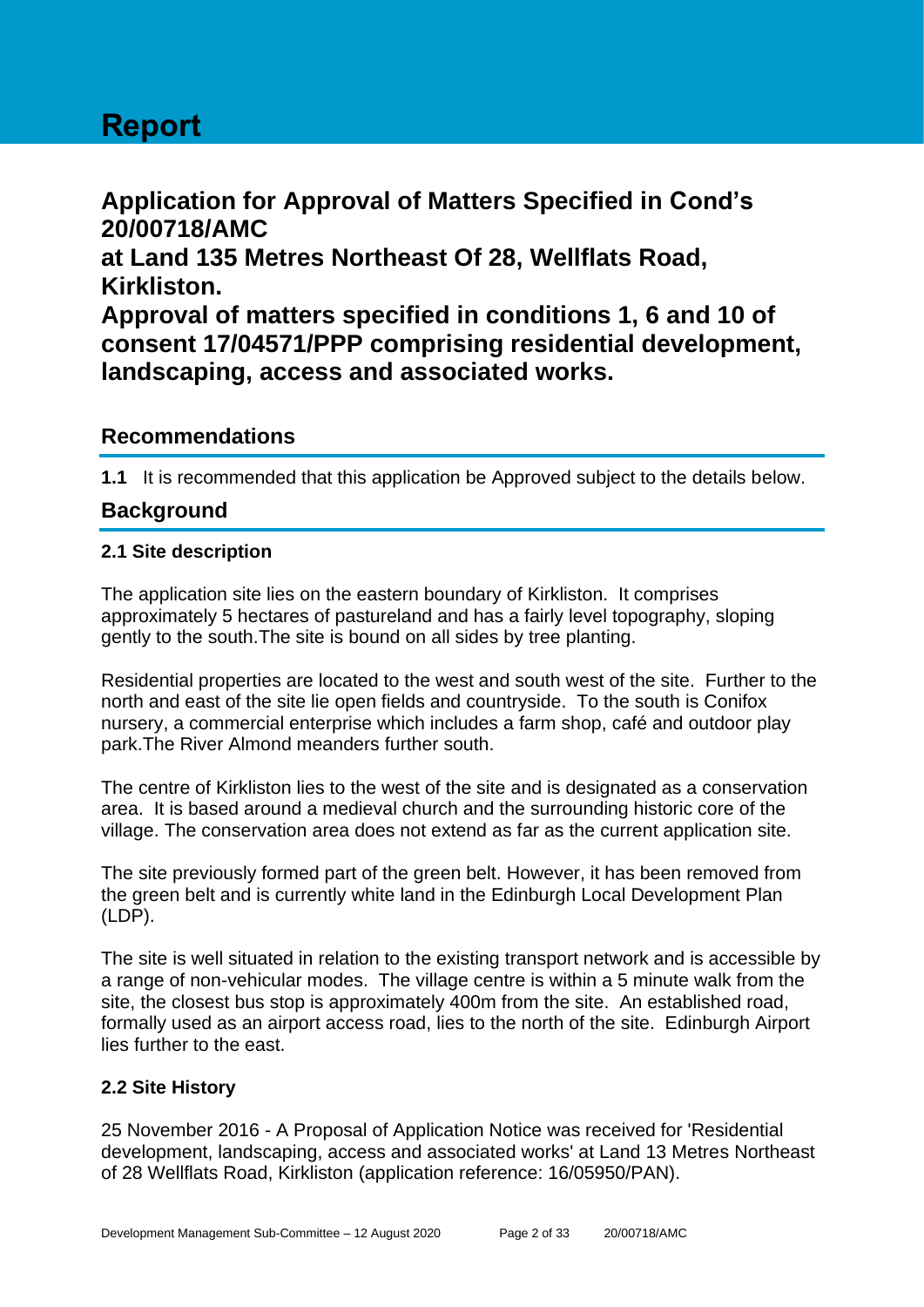# Report

## Application for Approval of Matters Specified in Cond's 20/00718/AMC
## at Land 135 Metres Northeast Of 28, Wellflats Road, Kirkliston.
## Approval of matters specified in conditions 1, 6 and 10 of consent 17/04571/PPP comprising residential development, landscaping, access and associated works.

## Recommendations

**1.1** It is recommended that this application be Approved subject to the details below.

## Background

### 2.1 Site description

The application site lies on the eastern boundary of Kirkliston. It comprises approximately 5 hectares of pastureland and has a fairly level topography, sloping gently to the south.The site is bound on all sides by tree planting.

Residential properties are located to the west and south west of the site. Further to the north and east of the site lie open fields and countryside. To the south is Conifox nursery, a commercial enterprise which includes a farm shop, café and outdoor play park.The River Almond meanders further south.

The centre of Kirkliston lies to the west of the site and is designated as a conservation area. It is based around a medieval church and the surrounding historic core of the village. The conservation area does not extend as far as the current application site.

The site previously formed part of the green belt. However, it has been removed from the green belt and is currently white land in the Edinburgh Local Development Plan (LDP).

The site is well situated in relation to the existing transport network and is accessible by a range of non-vehicular modes. The village centre is within a 5 minute walk from the site, the closest bus stop is approximately 400m from the site. An established road, formally used as an airport access road, lies to the north of the site. Edinburgh Airport lies further to the east.

### 2.2 Site History

25 November 2016 - A Proposal of Application Notice was received for 'Residential development, landscaping, access and associated works' at Land 13 Metres Northeast of 28 Wellflats Road, Kirkliston (application reference: 16/05950/PAN).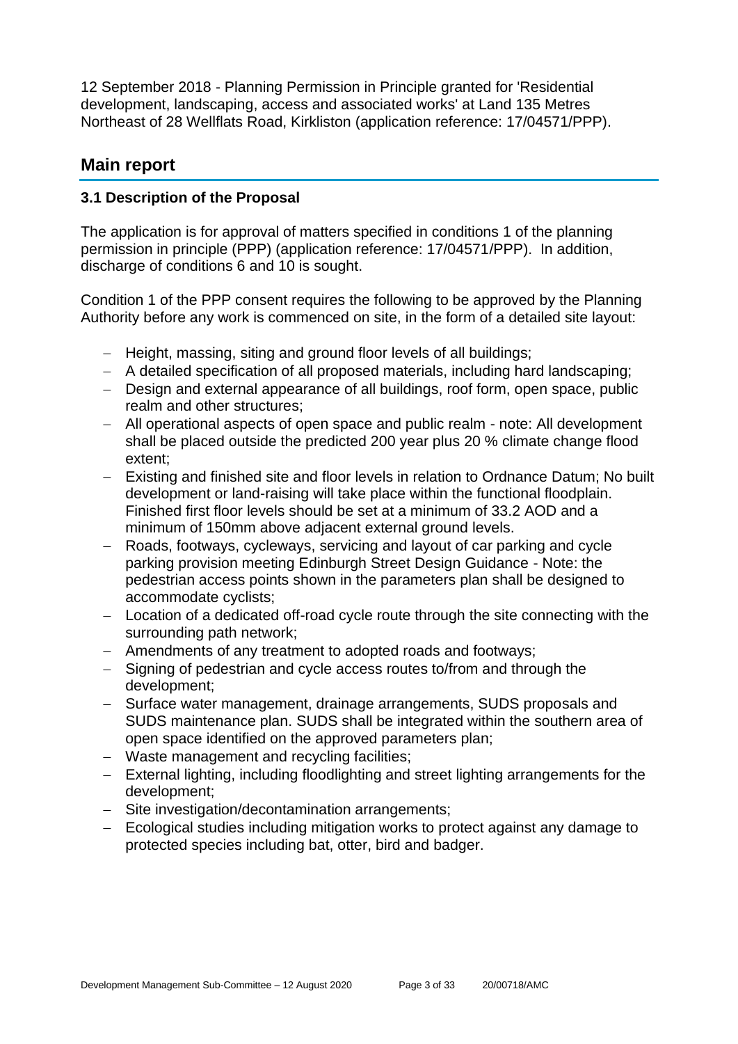12 September 2018 - Planning Permission in Principle granted for 'Residential development, landscaping, access and associated works' at Land 135 Metres Northeast of 28 Wellflats Road, Kirkliston (application reference: 17/04571/PPP).

## Main report

### 3.1 Description of the Proposal

The application is for approval of matters specified in conditions 1 of the planning permission in principle (PPP) (application reference: 17/04571/PPP). In addition, discharge of conditions 6 and 10 is sought.

Condition 1 of the PPP consent requires the following to be approved by the Planning Authority before any work is commenced on site, in the form of a detailed site layout:

- Height, massing, siting and ground floor levels of all buildings;
- A detailed specification of all proposed materials, including hard landscaping;
- Design and external appearance of all buildings, roof form, open space, public realm and other structures;
- All operational aspects of open space and public realm - note: All development shall be placed outside the predicted 200 year plus 20 % climate change flood extent;
- Existing and finished site and floor levels in relation to Ordnance Datum; No built development or land-raising will take place within the functional floodplain. Finished first floor levels should be set at a minimum of 33.2 AOD and a minimum of 150mm above adjacent external ground levels.
- Roads, footways, cycleways, servicing and layout of car parking and cycle parking provision meeting Edinburgh Street Design Guidance - Note: the pedestrian access points shown in the parameters plan shall be designed to accommodate cyclists;
- Location of a dedicated off-road cycle route through the site connecting with the surrounding path network;
- Amendments of any treatment to adopted roads and footways;
- Signing of pedestrian and cycle access routes to/from and through the development;
- Surface water management, drainage arrangements, SUDS proposals and SUDS maintenance plan. SUDS shall be integrated within the southern area of open space identified on the approved parameters plan;
- Waste management and recycling facilities;
- External lighting, including floodlighting and street lighting arrangements for the development;
- Site investigation/decontamination arrangements;
- Ecological studies including mitigation works to protect against any damage to protected species including bat, otter, bird and badger.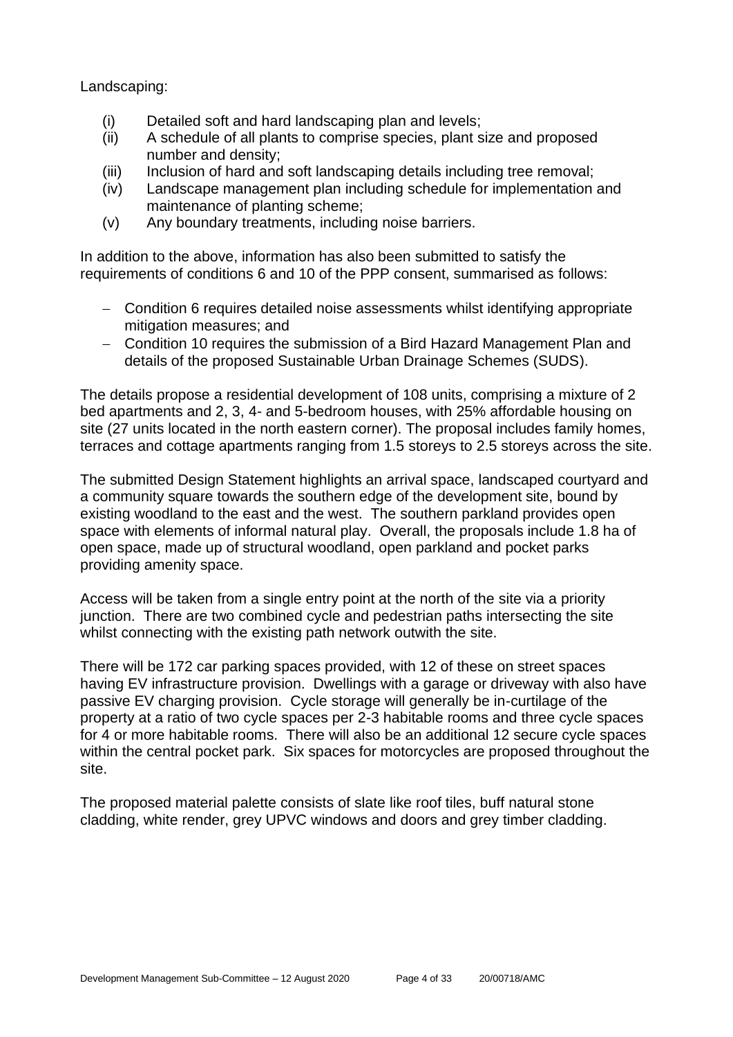Landscaping:

(i) Detailed soft and hard landscaping plan and levels;
(ii) A schedule of all plants to comprise species, plant size and proposed number and density;
(iii) Inclusion of hard and soft landscaping details including tree removal;
(iv) Landscape management plan including schedule for implementation and maintenance of planting scheme;
(v) Any boundary treatments, including noise barriers.

In addition to the above, information has also been submitted to satisfy the requirements of conditions 6 and 10 of the PPP consent, summarised as follows:

- Condition 6 requires detailed noise assessments whilst identifying appropriate mitigation measures; and
- Condition 10 requires the submission of a Bird Hazard Management Plan and details of the proposed Sustainable Urban Drainage Schemes (SUDS).

The details propose a residential development of 108 units, comprising a mixture of 2 bed apartments and 2, 3, 4- and 5-bedroom houses, with 25% affordable housing on site (27 units located in the north eastern corner). The proposal includes family homes, terraces and cottage apartments ranging from 1.5 storeys to 2.5 storeys across the site.

The submitted Design Statement highlights an arrival space, landscaped courtyard and a community square towards the southern edge of the development site, bound by existing woodland to the east and the west. The southern parkland provides open space with elements of informal natural play. Overall, the proposals include 1.8 ha of open space, made up of structural woodland, open parkland and pocket parks providing amenity space.

Access will be taken from a single entry point at the north of the site via a priority junction. There are two combined cycle and pedestrian paths intersecting the site whilst connecting with the existing path network outwith the site.

There will be 172 car parking spaces provided, with 12 of these on street spaces having EV infrastructure provision. Dwellings with a garage or driveway with also have passive EV charging provision. Cycle storage will generally be in-curtilage of the property at a ratio of two cycle spaces per 2-3 habitable rooms and three cycle spaces for 4 or more habitable rooms. There will also be an additional 12 secure cycle spaces within the central pocket park. Six spaces for motorcycles are proposed throughout the site.

The proposed material palette consists of slate like roof tiles, buff natural stone cladding, white render, grey UPVC windows and doors and grey timber cladding.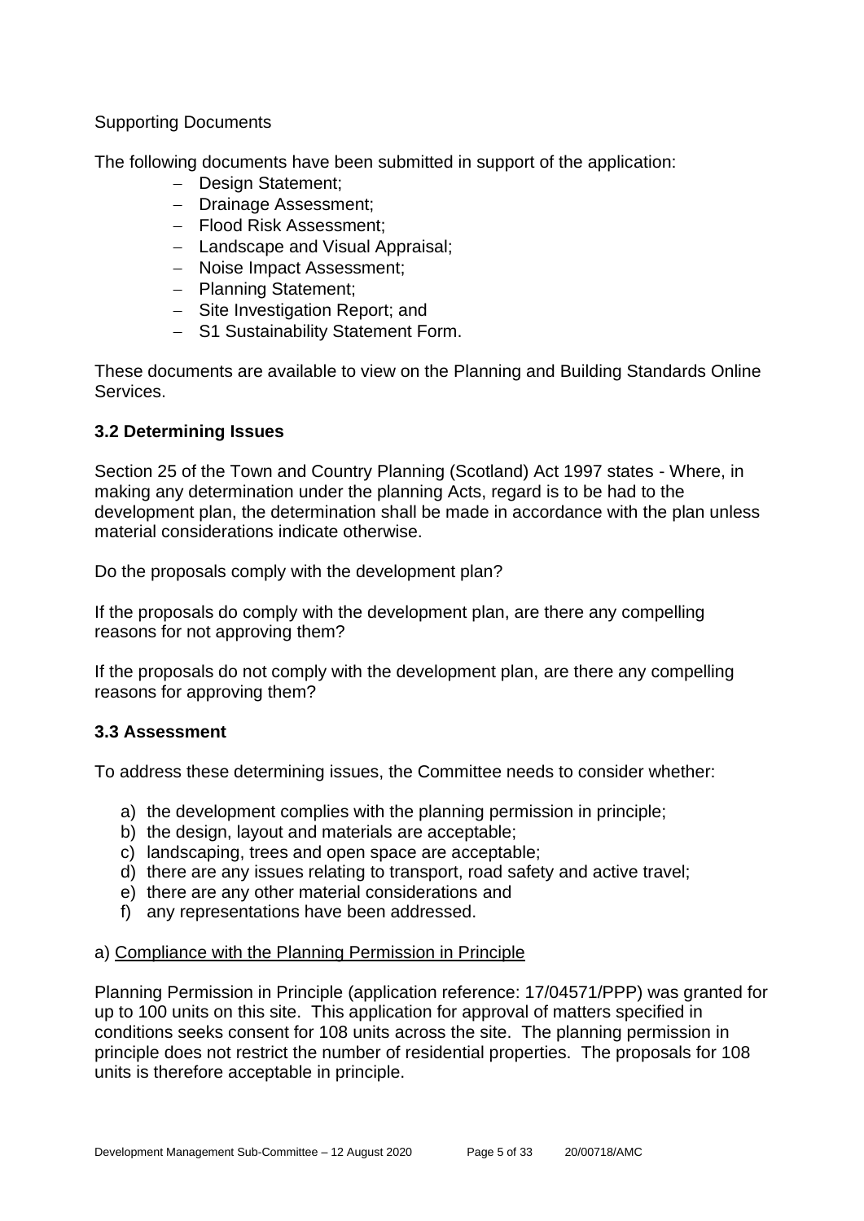Supporting Documents

The following documents have been submitted in support of the application:

- Design Statement;
- Drainage Assessment;
- Flood Risk Assessment;
- Landscape and Visual Appraisal;
- Noise Impact Assessment;
- Planning Statement;
- Site Investigation Report; and
- S1 Sustainability Statement Form.

These documents are available to view on the Planning and Building Standards Online Services.

### 3.2 Determining Issues

Section 25 of the Town and Country Planning (Scotland) Act 1997 states - Where, in making any determination under the planning Acts, regard is to be had to the development plan, the determination shall be made in accordance with the plan unless material considerations indicate otherwise.

Do the proposals comply with the development plan?

If the proposals do comply with the development plan, are there any compelling reasons for not approving them?

If the proposals do not comply with the development plan, are there any compelling reasons for approving them?

### 3.3 Assessment

To address these determining issues, the Committee needs to consider whether:

a) the development complies with the planning permission in principle;
b) the design, layout and materials are acceptable;
c) landscaping, trees and open space are acceptable;
d) there are any issues relating to transport, road safety and active travel;
e) there are any other material considerations and
f) any representations have been addressed.

a) <u>Compliance with the Planning Permission in Principle</u>

Planning Permission in Principle (application reference: 17/04571/PPP) was granted for up to 100 units on this site. This application for approval of matters specified in conditions seeks consent for 108 units across the site. The planning permission in principle does not restrict the number of residential properties. The proposals for 108 units is therefore acceptable in principle.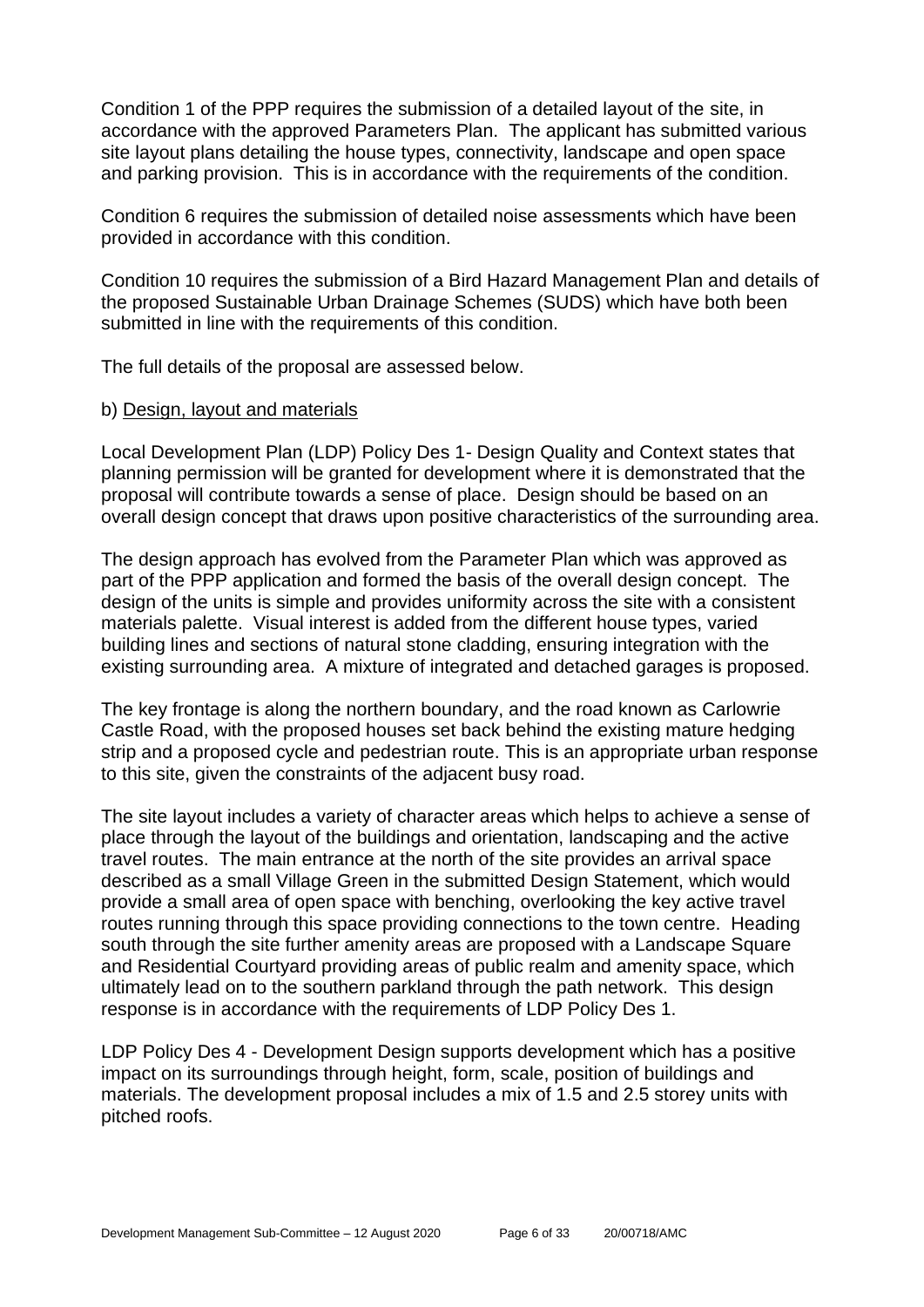Condition 1 of the PPP requires the submission of a detailed layout of the site, in accordance with the approved Parameters Plan. The applicant has submitted various site layout plans detailing the house types, connectivity, landscape and open space and parking provision. This is in accordance with the requirements of the condition.

Condition 6 requires the submission of detailed noise assessments which have been provided in accordance with this condition.

Condition 10 requires the submission of a Bird Hazard Management Plan and details of the proposed Sustainable Urban Drainage Schemes (SUDS) which have both been submitted in line with the requirements of this condition.

The full details of the proposal are assessed below.

b) Design, layout and materials

Local Development Plan (LDP) Policy Des 1- Design Quality and Context states that planning permission will be granted for development where it is demonstrated that the proposal will contribute towards a sense of place. Design should be based on an overall design concept that draws upon positive characteristics of the surrounding area.

The design approach has evolved from the Parameter Plan which was approved as part of the PPP application and formed the basis of the overall design concept. The design of the units is simple and provides uniformity across the site with a consistent materials palette. Visual interest is added from the different house types, varied building lines and sections of natural stone cladding, ensuring integration with the existing surrounding area. A mixture of integrated and detached garages is proposed.

The key frontage is along the northern boundary, and the road known as Carlowrie Castle Road, with the proposed houses set back behind the existing mature hedging strip and a proposed cycle and pedestrian route. This is an appropriate urban response to this site, given the constraints of the adjacent busy road.

The site layout includes a variety of character areas which helps to achieve a sense of place through the layout of the buildings and orientation, landscaping and the active travel routes. The main entrance at the north of the site provides an arrival space described as a small Village Green in the submitted Design Statement, which would provide a small area of open space with benching, overlooking the key active travel routes running through this space providing connections to the town centre. Heading south through the site further amenity areas are proposed with a Landscape Square and Residential Courtyard providing areas of public realm and amenity space, which ultimately lead on to the southern parkland through the path network. This design response is in accordance with the requirements of LDP Policy Des 1.

LDP Policy Des 4 - Development Design supports development which has a positive impact on its surroundings through height, form, scale, position of buildings and materials. The development proposal includes a mix of 1.5 and 2.5 storey units with pitched roofs.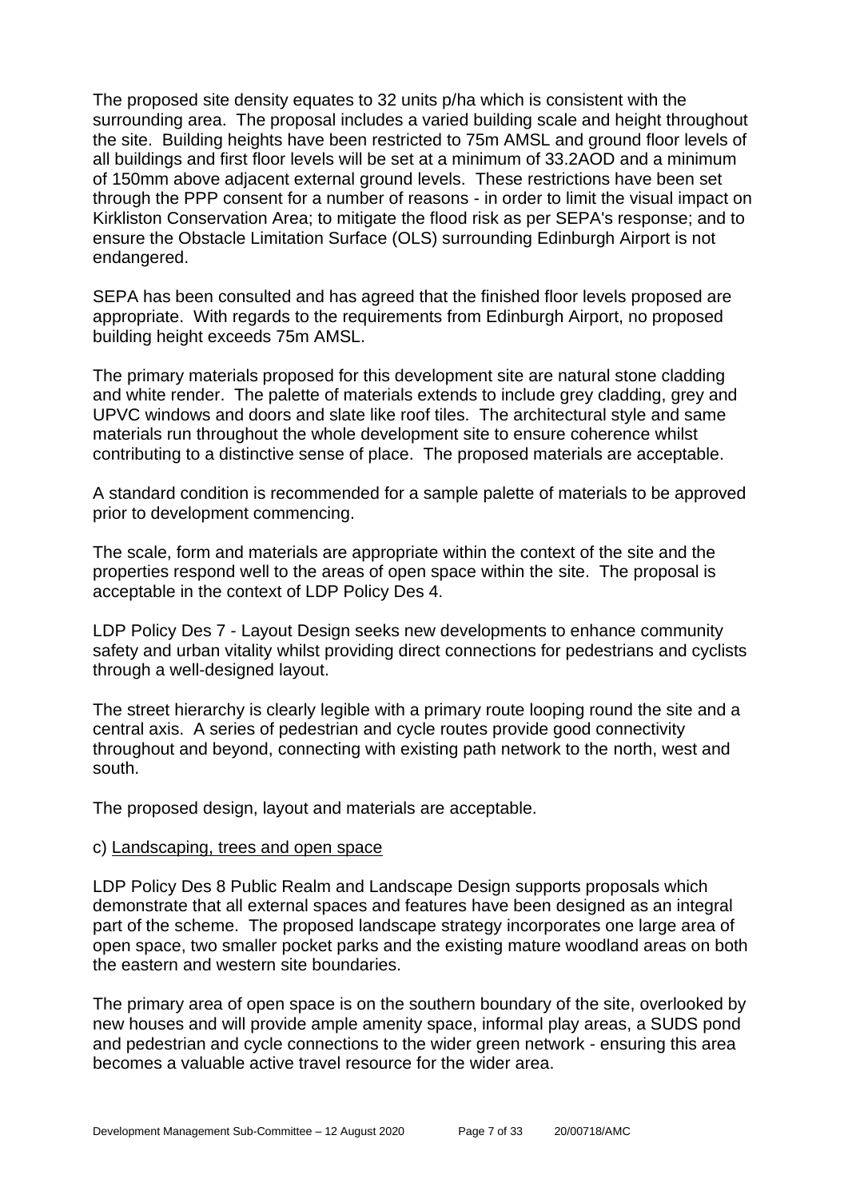The proposed site density equates to 32 units p/ha which is consistent with the surrounding area. The proposal includes a varied building scale and height throughout the site. Building heights have been restricted to 75m AMSL and ground floor levels of all buildings and first floor levels will be set at a minimum of 33.2AOD and a minimum of 150mm above adjacent external ground levels. These restrictions have been set through the PPP consent for a number of reasons - in order to limit the visual impact on Kirkliston Conservation Area; to mitigate the flood risk as per SEPA's response; and to ensure the Obstacle Limitation Surface (OLS) surrounding Edinburgh Airport is not endangered.

SEPA has been consulted and has agreed that the finished floor levels proposed are appropriate. With regards to the requirements from Edinburgh Airport, no proposed building height exceeds 75m AMSL.

The primary materials proposed for this development site are natural stone cladding and white render. The palette of materials extends to include grey cladding, grey and UPVC windows and doors and slate like roof tiles. The architectural style and same materials run throughout the whole development site to ensure coherence whilst contributing to a distinctive sense of place. The proposed materials are acceptable.

A standard condition is recommended for a sample palette of materials to be approved prior to development commencing.

The scale, form and materials are appropriate within the context of the site and the properties respond well to the areas of open space within the site. The proposal is acceptable in the context of LDP Policy Des 4.

LDP Policy Des 7 - Layout Design seeks new developments to enhance community safety and urban vitality whilst providing direct connections for pedestrians and cyclists through a well-designed layout.

The street hierarchy is clearly legible with a primary route looping round the site and a central axis. A series of pedestrian and cycle routes provide good connectivity throughout and beyond, connecting with existing path network to the north, west and south.

The proposed design, layout and materials are acceptable.

c) Landscaping, trees and open space

LDP Policy Des 8 Public Realm and Landscape Design supports proposals which demonstrate that all external spaces and features have been designed as an integral part of the scheme. The proposed landscape strategy incorporates one large area of open space, two smaller pocket parks and the existing mature woodland areas on both the eastern and western site boundaries.

The primary area of open space is on the southern boundary of the site, overlooked by new houses and will provide ample amenity space, informal play areas, a SUDS pond and pedestrian and cycle connections to the wider green network - ensuring this area becomes a valuable active travel resource for the wider area.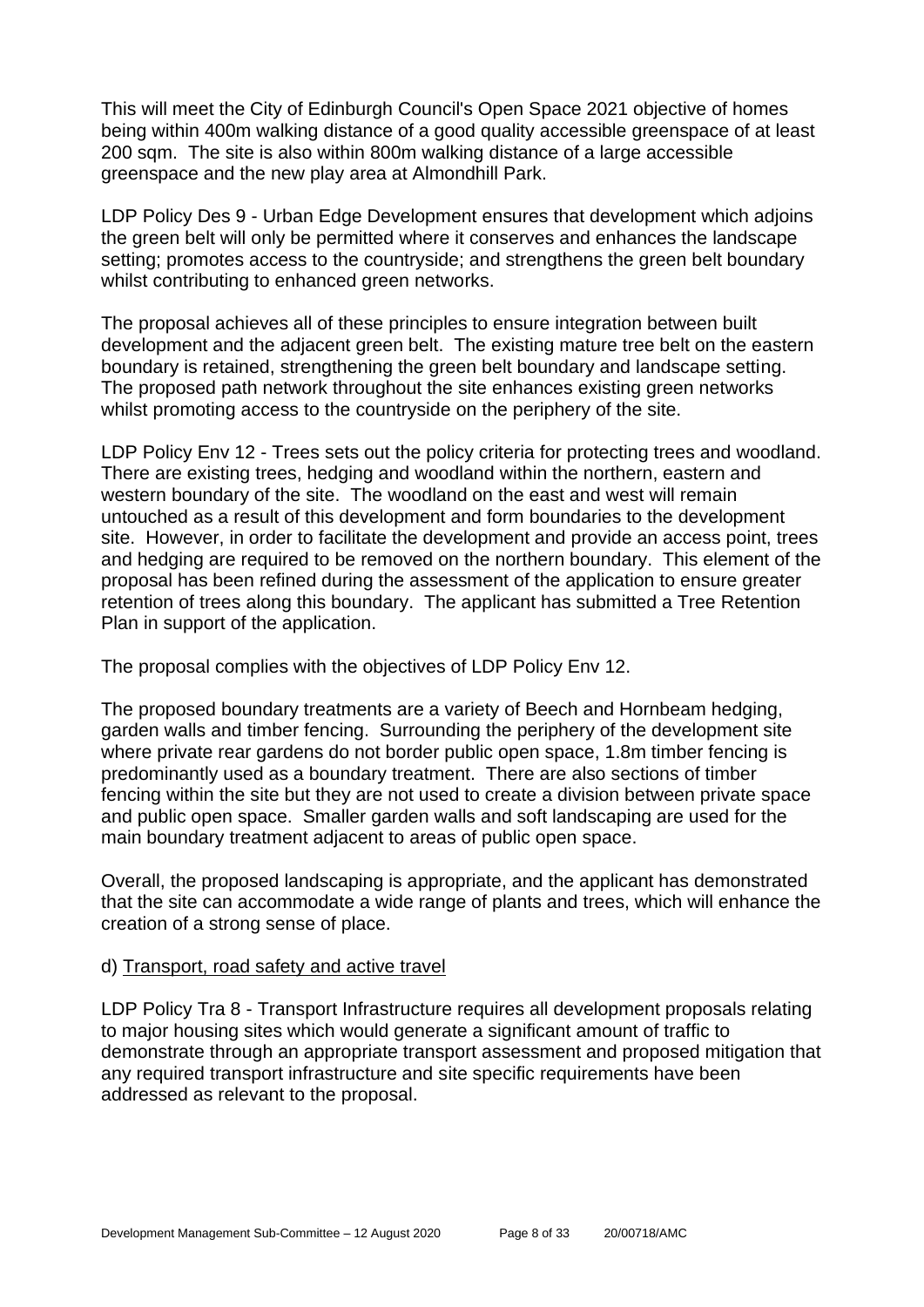This will meet the City of Edinburgh Council's Open Space 2021 objective of homes being within 400m walking distance of a good quality accessible greenspace of at least 200 sqm. The site is also within 800m walking distance of a large accessible greenspace and the new play area at Almondhill Park.

LDP Policy Des 9 - Urban Edge Development ensures that development which adjoins the green belt will only be permitted where it conserves and enhances the landscape setting; promotes access to the countryside; and strengthens the green belt boundary whilst contributing to enhanced green networks.

The proposal achieves all of these principles to ensure integration between built development and the adjacent green belt. The existing mature tree belt on the eastern boundary is retained, strengthening the green belt boundary and landscape setting. The proposed path network throughout the site enhances existing green networks whilst promoting access to the countryside on the periphery of the site.

LDP Policy Env 12 - Trees sets out the policy criteria for protecting trees and woodland. There are existing trees, hedging and woodland within the northern, eastern and western boundary of the site. The woodland on the east and west will remain untouched as a result of this development and form boundaries to the development site. However, in order to facilitate the development and provide an access point, trees and hedging are required to be removed on the northern boundary. This element of the proposal has been refined during the assessment of the application to ensure greater retention of trees along this boundary. The applicant has submitted a Tree Retention Plan in support of the application.

The proposal complies with the objectives of LDP Policy Env 12.

The proposed boundary treatments are a variety of Beech and Hornbeam hedging, garden walls and timber fencing. Surrounding the periphery of the development site where private rear gardens do not border public open space, 1.8m timber fencing is predominantly used as a boundary treatment. There are also sections of timber fencing within the site but they are not used to create a division between private space and public open space. Smaller garden walls and soft landscaping are used for the main boundary treatment adjacent to areas of public open space.

Overall, the proposed landscaping is appropriate, and the applicant has demonstrated that the site can accommodate a wide range of plants and trees, which will enhance the creation of a strong sense of place.

d) Transport, road safety and active travel

LDP Policy Tra 8 - Transport Infrastructure requires all development proposals relating to major housing sites which would generate a significant amount of traffic to demonstrate through an appropriate transport assessment and proposed mitigation that any required transport infrastructure and site specific requirements have been addressed as relevant to the proposal.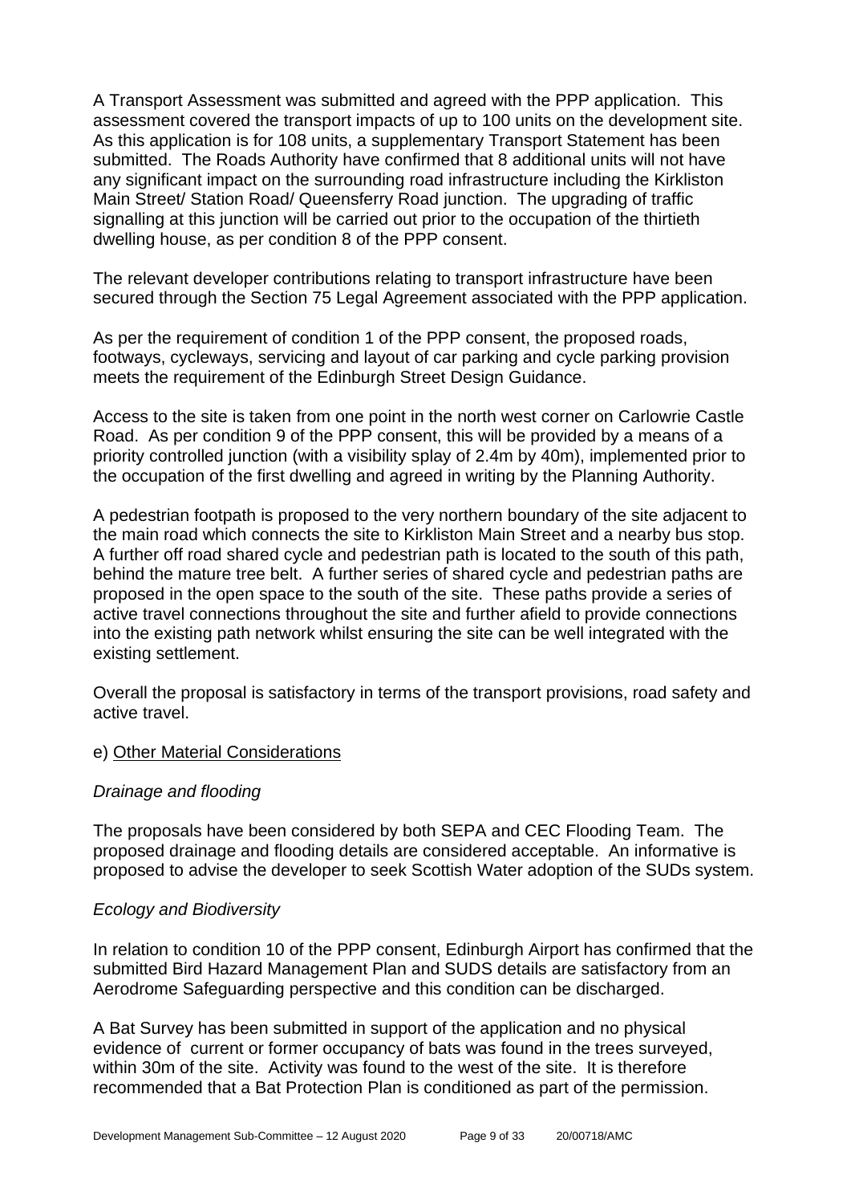A Transport Assessment was submitted and agreed with the PPP application. This assessment covered the transport impacts of up to 100 units on the development site. As this application is for 108 units, a supplementary Transport Statement has been submitted. The Roads Authority have confirmed that 8 additional units will not have any significant impact on the surrounding road infrastructure including the Kirkliston Main Street/ Station Road/ Queensferry Road junction. The upgrading of traffic signalling at this junction will be carried out prior to the occupation of the thirtieth dwelling house, as per condition 8 of the PPP consent.

The relevant developer contributions relating to transport infrastructure have been secured through the Section 75 Legal Agreement associated with the PPP application.

As per the requirement of condition 1 of the PPP consent, the proposed roads, footways, cycleways, servicing and layout of car parking and cycle parking provision meets the requirement of the Edinburgh Street Design Guidance.

Access to the site is taken from one point in the north west corner on Carlowrie Castle Road. As per condition 9 of the PPP consent, this will be provided by a means of a priority controlled junction (with a visibility splay of 2.4m by 40m), implemented prior to the occupation of the first dwelling and agreed in writing by the Planning Authority.

A pedestrian footpath is proposed to the very northern boundary of the site adjacent to the main road which connects the site to Kirkliston Main Street and a nearby bus stop. A further off road shared cycle and pedestrian path is located to the south of this path, behind the mature tree belt. A further series of shared cycle and pedestrian paths are proposed in the open space to the south of the site. These paths provide a series of active travel connections throughout the site and further afield to provide connections into the existing path network whilst ensuring the site can be well integrated with the existing settlement.

Overall the proposal is satisfactory in terms of the transport provisions, road safety and active travel.

e) Other Material Considerations

*Drainage and flooding*

The proposals have been considered by both SEPA and CEC Flooding Team. The proposed drainage and flooding details are considered acceptable. An informative is proposed to advise the developer to seek Scottish Water adoption of the SUDs system.

*Ecology and Biodiversity*

In relation to condition 10 of the PPP consent, Edinburgh Airport has confirmed that the submitted Bird Hazard Management Plan and SUDS details are satisfactory from an Aerodrome Safeguarding perspective and this condition can be discharged.

A Bat Survey has been submitted in support of the application and no physical evidence of current or former occupancy of bats was found in the trees surveyed, within 30m of the site. Activity was found to the west of the site. It is therefore recommended that a Bat Protection Plan is conditioned as part of the permission.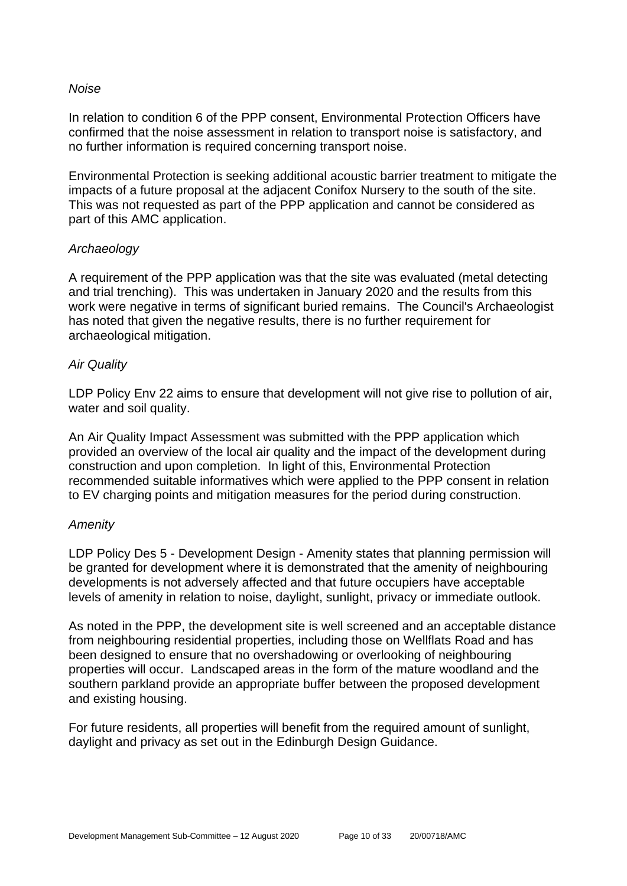*Noise*

In relation to condition 6 of the PPP consent, Environmental Protection Officers have confirmed that the noise assessment in relation to transport noise is satisfactory, and no further information is required concerning transport noise.

Environmental Protection is seeking additional acoustic barrier treatment to mitigate the impacts of a future proposal at the adjacent Conifox Nursery to the south of the site. This was not requested as part of the PPP application and cannot be considered as part of this AMC application.

*Archaeology*

A requirement of the PPP application was that the site was evaluated (metal detecting and trial trenching). This was undertaken in January 2020 and the results from this work were negative in terms of significant buried remains. The Council's Archaeologist has noted that given the negative results, there is no further requirement for archaeological mitigation.

*Air Quality*

LDP Policy Env 22 aims to ensure that development will not give rise to pollution of air, water and soil quality.

An Air Quality Impact Assessment was submitted with the PPP application which provided an overview of the local air quality and the impact of the development during construction and upon completion. In light of this, Environmental Protection recommended suitable informatives which were applied to the PPP consent in relation to EV charging points and mitigation measures for the period during construction.

*Amenity*

LDP Policy Des 5 - Development Design - Amenity states that planning permission will be granted for development where it is demonstrated that the amenity of neighbouring developments is not adversely affected and that future occupiers have acceptable levels of amenity in relation to noise, daylight, sunlight, privacy or immediate outlook.

As noted in the PPP, the development site is well screened and an acceptable distance from neighbouring residential properties, including those on Wellflats Road and has been designed to ensure that no overshadowing or overlooking of neighbouring properties will occur. Landscaped areas in the form of the mature woodland and the southern parkland provide an appropriate buffer between the proposed development and existing housing.

For future residents, all properties will benefit from the required amount of sunlight, daylight and privacy as set out in the Edinburgh Design Guidance.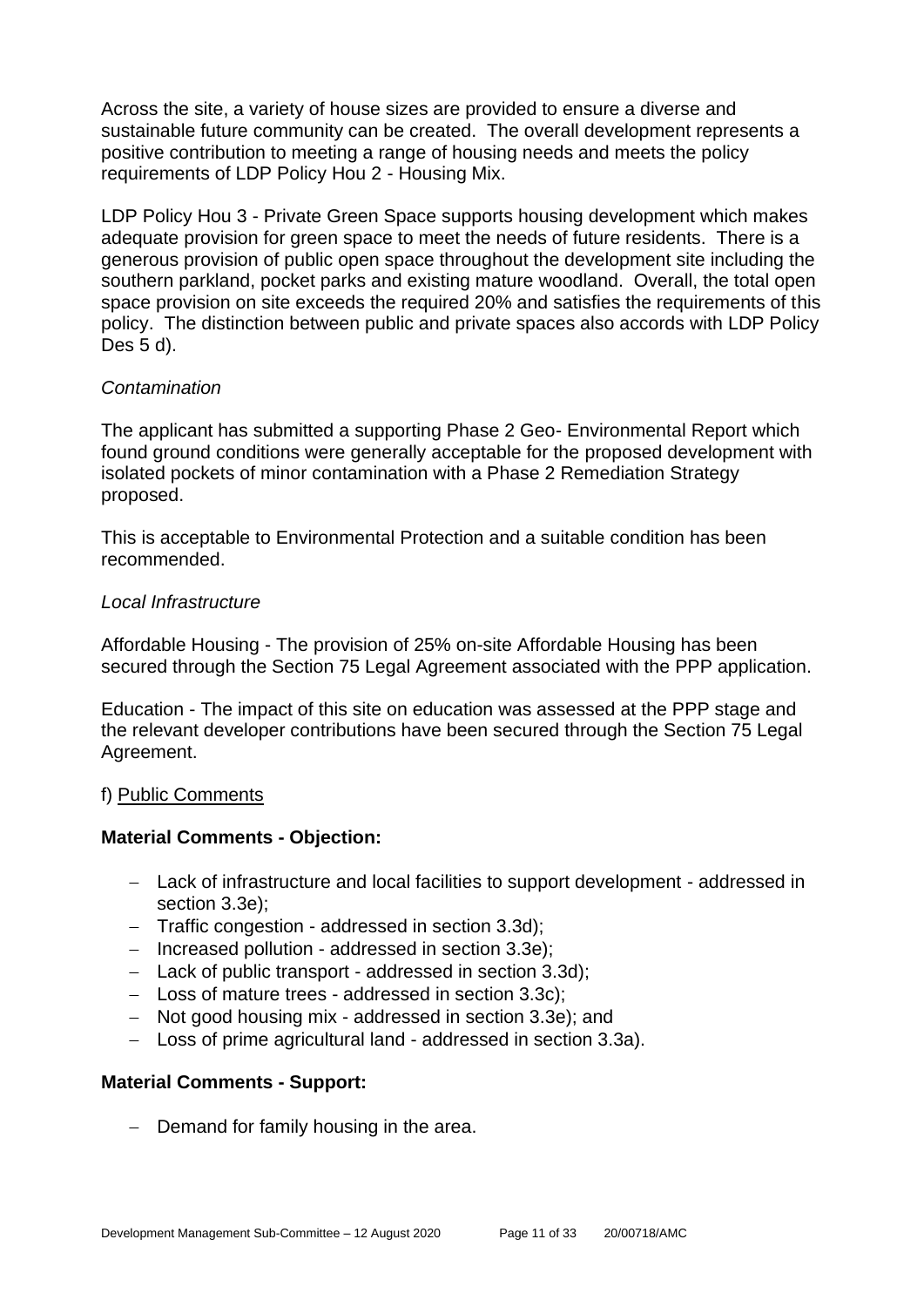Across the site, a variety of house sizes are provided to ensure a diverse and sustainable future community can be created. The overall development represents a positive contribution to meeting a range of housing needs and meets the policy requirements of LDP Policy Hou 2 - Housing Mix.

LDP Policy Hou 3 - Private Green Space supports housing development which makes adequate provision for green space to meet the needs of future residents. There is a generous provision of public open space throughout the development site including the southern parkland, pocket parks and existing mature woodland. Overall, the total open space provision on site exceeds the required 20% and satisfies the requirements of this policy. The distinction between public and private spaces also accords with LDP Policy Des 5 d).

*Contamination*

The applicant has submitted a supporting Phase 2 Geo- Environmental Report which found ground conditions were generally acceptable for the proposed development with isolated pockets of minor contamination with a Phase 2 Remediation Strategy proposed.

This is acceptable to Environmental Protection and a suitable condition has been recommended.

*Local Infrastructure*

Affordable Housing - The provision of 25% on-site Affordable Housing has been secured through the Section 75 Legal Agreement associated with the PPP application.

Education - The impact of this site on education was assessed at the PPP stage and the relevant developer contributions have been secured through the Section 75 Legal Agreement.

f) Public Comments

**Material Comments - Objection:**

- Lack of infrastructure and local facilities to support development - addressed in section 3.3e);
- Traffic congestion - addressed in section 3.3d);
- Increased pollution - addressed in section 3.3e);
- Lack of public transport - addressed in section 3.3d);
- Loss of mature trees - addressed in section 3.3c);
- Not good housing mix - addressed in section 3.3e); and
- Loss of prime agricultural land - addressed in section 3.3a).

**Material Comments - Support:**

- Demand for family housing in the area.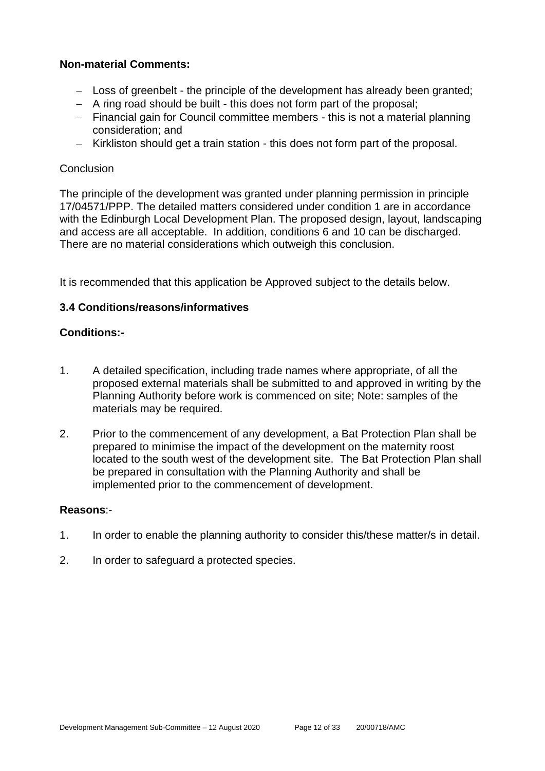**Non-material Comments:**

- Loss of greenbelt - the principle of the development has already been granted;
- A ring road should be built - this does not form part of the proposal;
- Financial gain for Council committee members - this is not a material planning consideration; and
- Kirkliston should get a train station - this does not form part of the proposal.

Conclusion

The principle of the development was granted under planning permission in principle 17/04571/PPP. The detailed matters considered under condition 1 are in accordance with the Edinburgh Local Development Plan. The proposed design, layout, landscaping and access are all acceptable. In addition, conditions 6 and 10 can be discharged. There are no material considerations which outweigh this conclusion.

It is recommended that this application be Approved subject to the details below.

**3.4 Conditions/reasons/informatives**

**Conditions:-**

1. A detailed specification, including trade names where appropriate, of all the proposed external materials shall be submitted to and approved in writing by the Planning Authority before work is commenced on site; Note: samples of the materials may be required.

2. Prior to the commencement of any development, a Bat Protection Plan shall be prepared to minimise the impact of the development on the maternity roost located to the south west of the development site. The Bat Protection Plan shall be prepared in consultation with the Planning Authority and shall be implemented prior to the commencement of development.

**Reasons**:-

1. In order to enable the planning authority to consider this/these matter/s in detail.

2. In order to safeguard a protected species.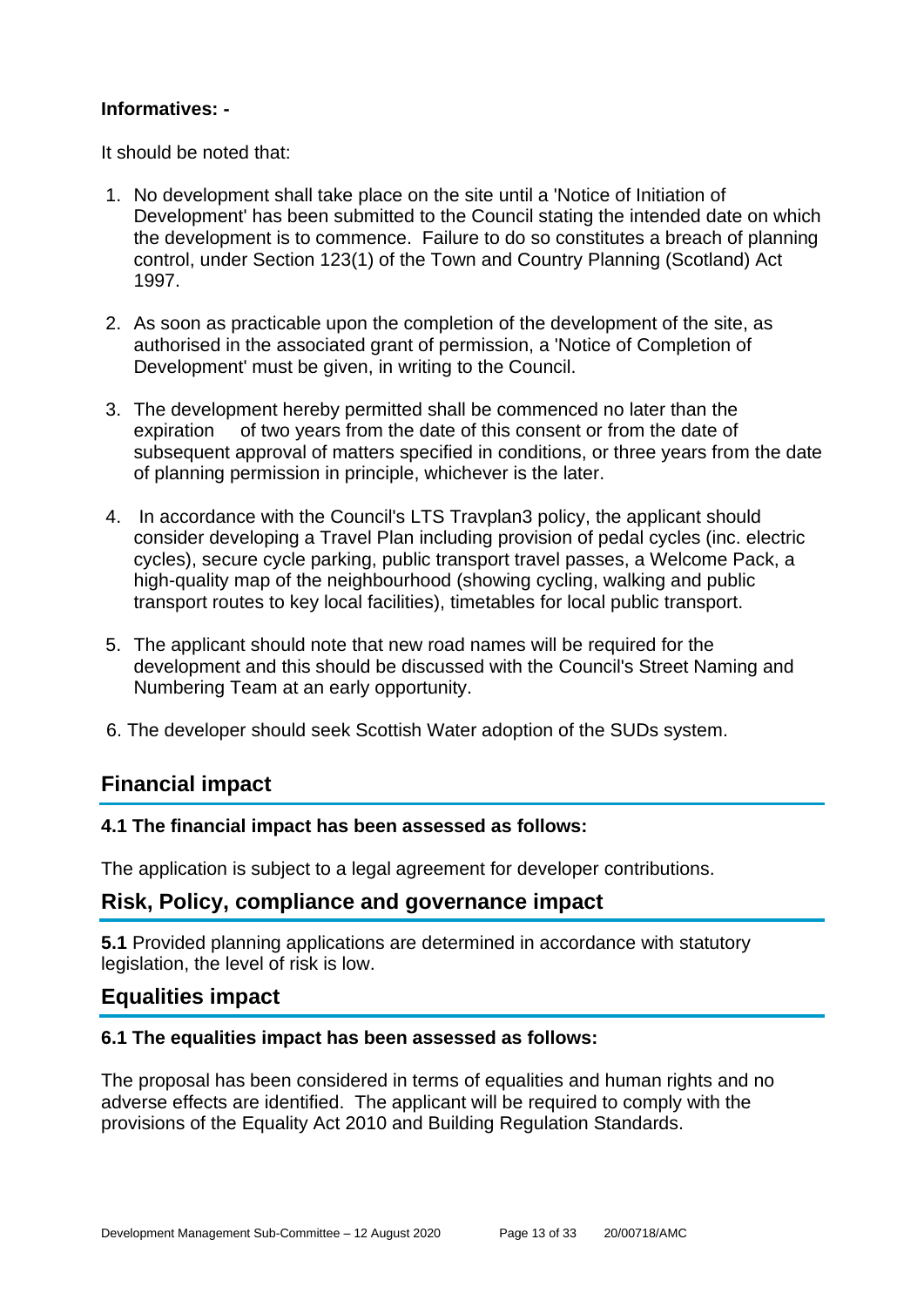**Informatives: -**

It should be noted that:

1. No development shall take place on the site until a 'Notice of Initiation of Development' has been submitted to the Council stating the intended date on which the development is to commence. Failure to do so constitutes a breach of planning control, under Section 123(1) of the Town and Country Planning (Scotland) Act 1997.

2. As soon as practicable upon the completion of the development of the site, as authorised in the associated grant of permission, a 'Notice of Completion of Development' must be given, in writing to the Council.

3. The development hereby permitted shall be commenced no later than the expiration of two years from the date of this consent or from the date of subsequent approval of matters specified in conditions, or three years from the date of planning permission in principle, whichever is the later.

4. In accordance with the Council's LTS Travplan3 policy, the applicant should consider developing a Travel Plan including provision of pedal cycles (inc. electric cycles), secure cycle parking, public transport travel passes, a Welcome Pack, a high-quality map of the neighbourhood (showing cycling, walking and public transport routes to key local facilities), timetables for local public transport.

5. The applicant should note that new road names will be required for the development and this should be discussed with the Council's Street Naming and Numbering Team at an early opportunity.

6. The developer should seek Scottish Water adoption of the SUDs system.

## Financial impact

**4.1 The financial impact has been assessed as follows:**

The application is subject to a legal agreement for developer contributions.

## Risk, Policy, compliance and governance impact

**5.1** Provided planning applications are determined in accordance with statutory legislation, the level of risk is low.

## Equalities impact

**6.1 The equalities impact has been assessed as follows:**

The proposal has been considered in terms of equalities and human rights and no adverse effects are identified. The applicant will be required to comply with the provisions of the Equality Act 2010 and Building Regulation Standards.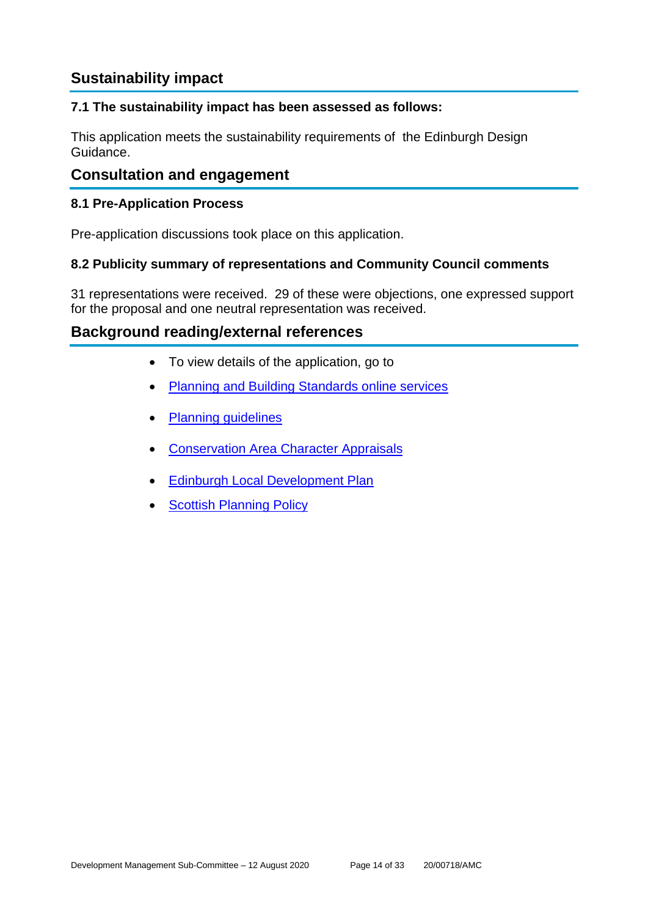## Sustainability impact

### 7.1 The sustainability impact has been assessed as follows:

This application meets the sustainability requirements of the Edinburgh Design Guidance.

## Consultation and engagement

### 8.1 Pre-Application Process

Pre-application discussions took place on this application.

### 8.2 Publicity summary of representations and Community Council comments

31 representations were received. 29 of these were objections, one expressed support for the proposal and one neutral representation was received.

## Background reading/external references

- To view details of the application, go to
- Planning and Building Standards online services
- Planning guidelines
- Conservation Area Character Appraisals
- Edinburgh Local Development Plan
- Scottish Planning Policy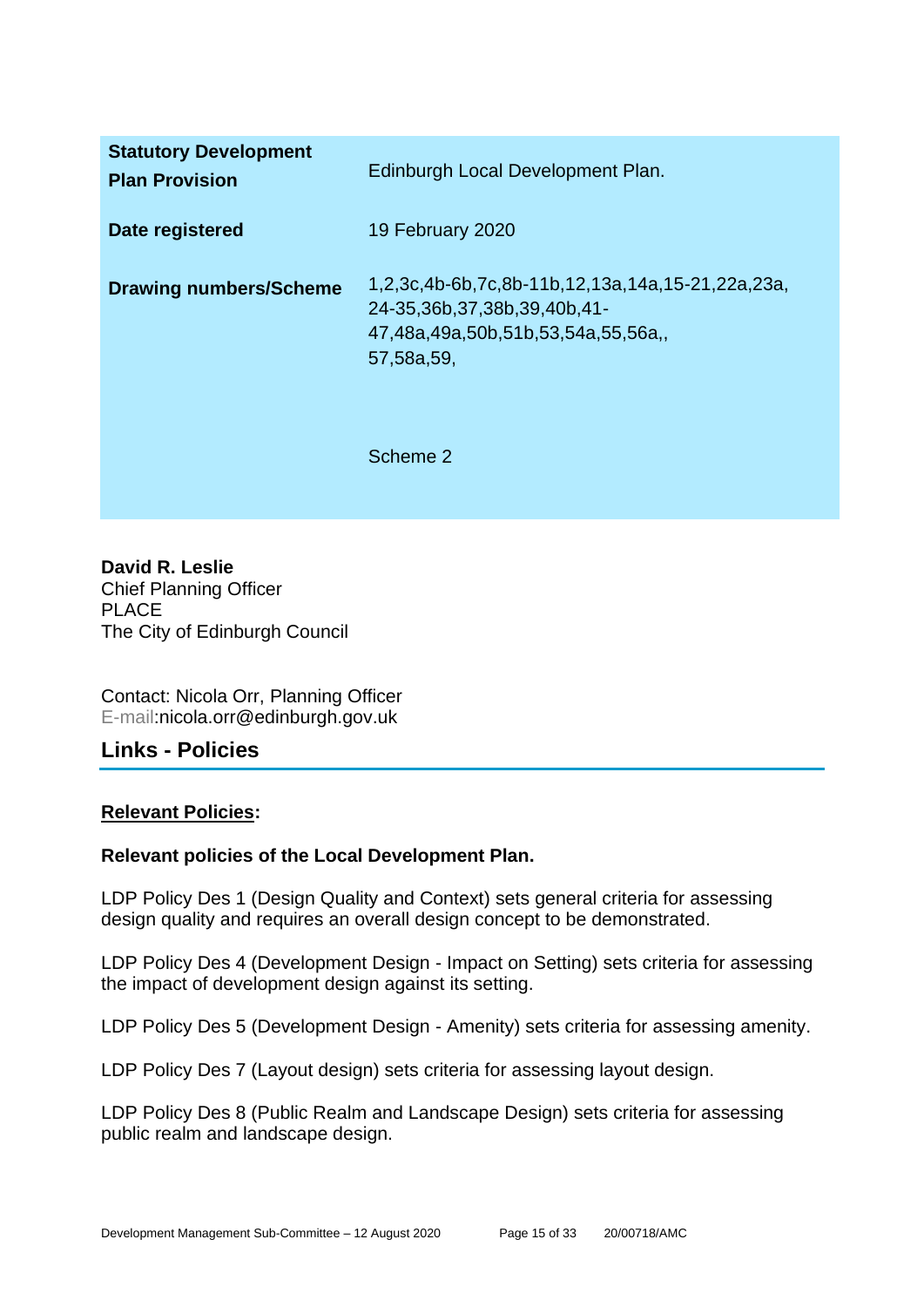| | |
|---|---|
| **Statutory Development Plan Provision** | Edinburgh Local Development Plan. |
| **Date registered** | 19 February 2020 |
| **Drawing numbers/Scheme** | 1,2,3c,4b-6b,7c,8b-11b,12,13a,14a,15-21,22a,23a, 24-35,36b,37,38b,39,40b,41-47,48a,49a,50b,51b,53,54a,55,56a,, 57,58a,59,<br><br>Scheme 2 |

**David R. Leslie**
Chief Planning Officer
PLACE
The City of Edinburgh Council

Contact: Nicola Orr, Planning Officer
E-mail:nicola.orr@edinburgh.gov.uk

## Links - Policies

**Relevant Policies:**

**Relevant policies of the Local Development Plan.**

LDP Policy Des 1 (Design Quality and Context) sets general criteria for assessing design quality and requires an overall design concept to be demonstrated.

LDP Policy Des 4 (Development Design - Impact on Setting) sets criteria for assessing the impact of development design against its setting.

LDP Policy Des 5 (Development Design - Amenity) sets criteria for assessing amenity.

LDP Policy Des 7 (Layout design) sets criteria for assessing layout design.

LDP Policy Des 8 (Public Realm and Landscape Design) sets criteria for assessing public realm and landscape design.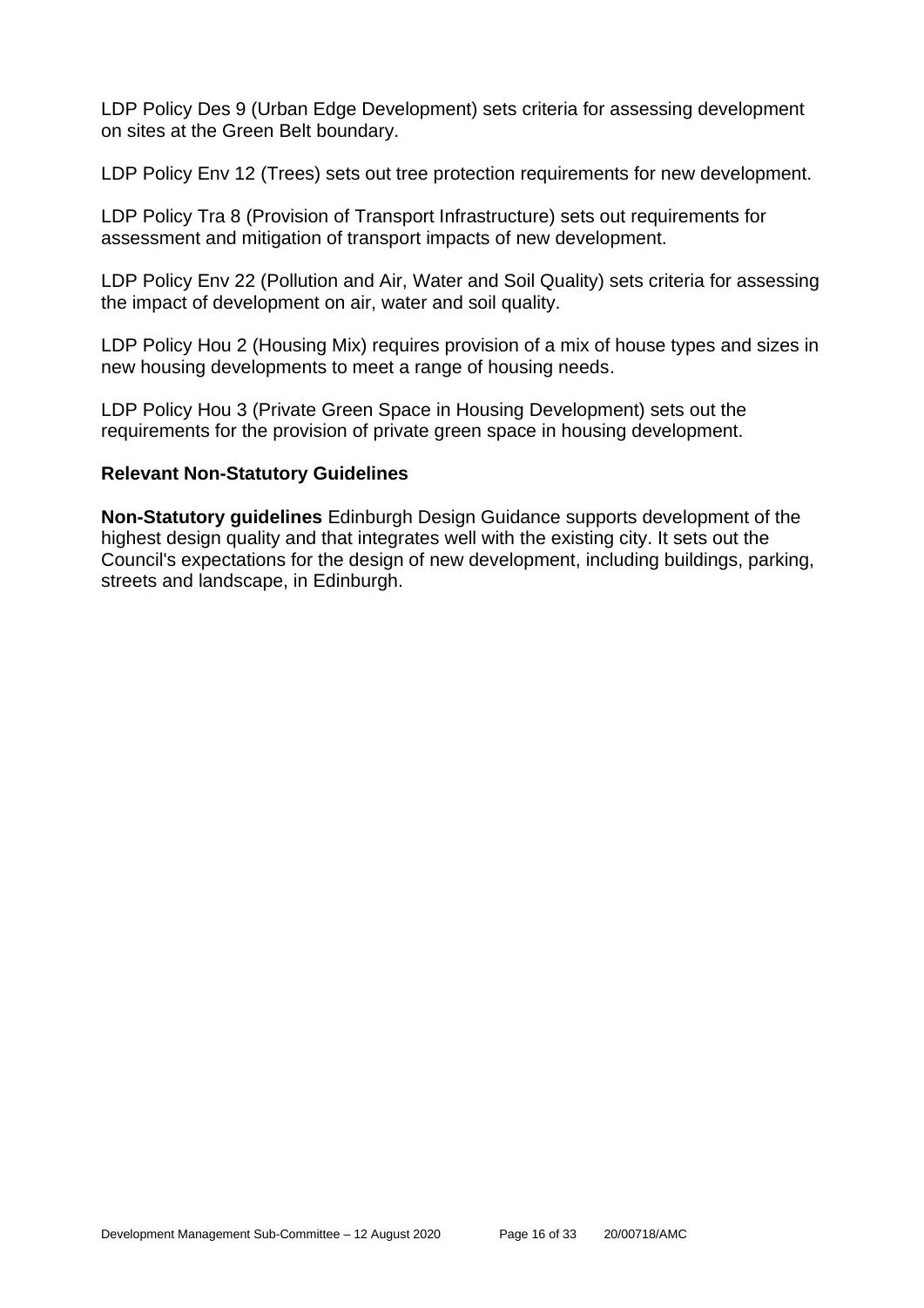LDP Policy Des 9 (Urban Edge Development) sets criteria for assessing development on sites at the Green Belt boundary.

LDP Policy Env 12 (Trees) sets out tree protection requirements for new development.

LDP Policy Tra 8 (Provision of Transport Infrastructure) sets out requirements for assessment and mitigation of transport impacts of new development.

LDP Policy Env 22 (Pollution and Air, Water and Soil Quality) sets criteria for assessing the impact of development on air, water and soil quality.

LDP Policy Hou 2 (Housing Mix) requires provision of a mix of house types and sizes in new housing developments to meet a range of housing needs.

LDP Policy Hou 3 (Private Green Space in Housing Development) sets out the requirements for the provision of private green space in housing development.

**Relevant Non-Statutory Guidelines**

**Non-Statutory guidelines** Edinburgh Design Guidance supports development of the highest design quality and that integrates well with the existing city. It sets out the Council's expectations for the design of new development, including buildings, parking, streets and landscape, in Edinburgh.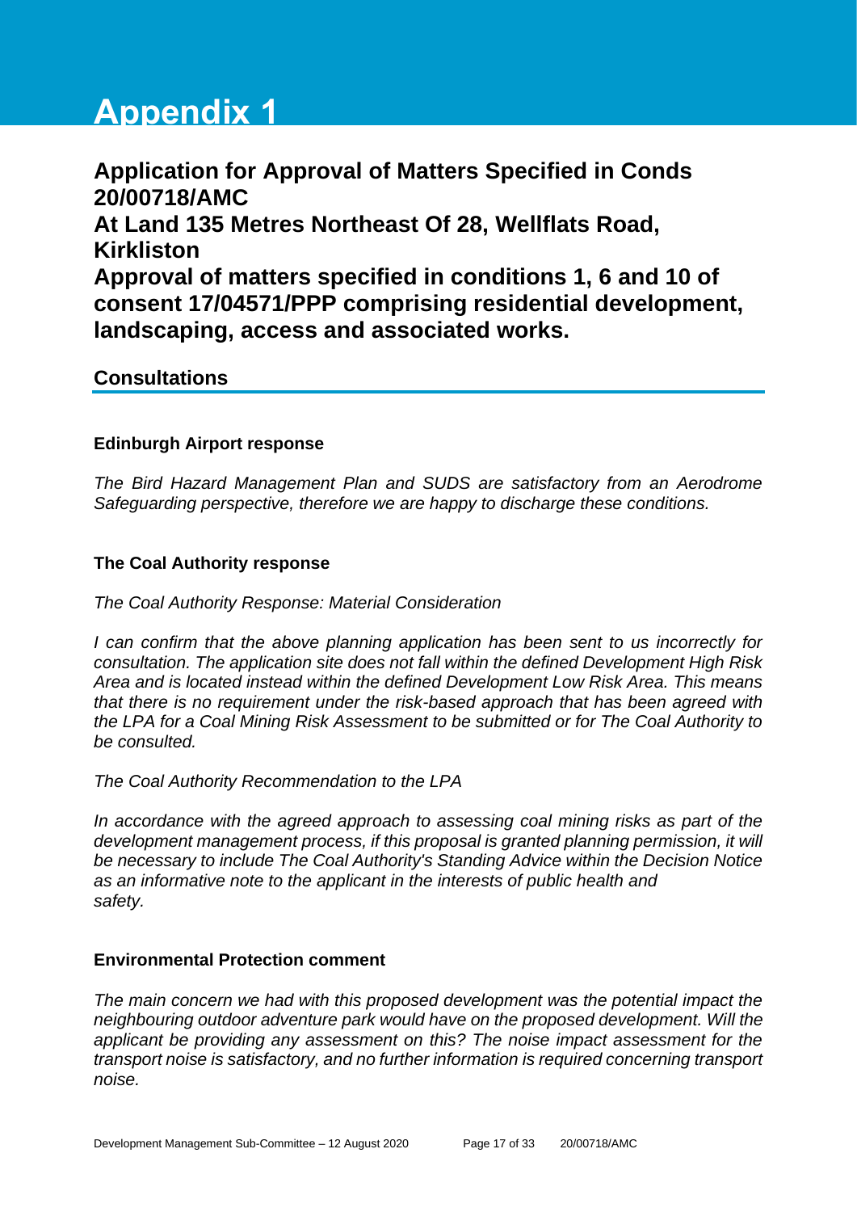# Appendix 1

## Application for Approval of Matters Specified in Conds 20/00718/AMC
## At Land 135 Metres Northeast Of 28, Wellflats Road, Kirkliston
## Approval of matters specified in conditions 1, 6 and 10 of consent 17/04571/PPP comprising residential development, landscaping, access and associated works.

### Consultations

**Edinburgh Airport response**

*The Bird Hazard Management Plan and SUDS are satisfactory from an Aerodrome Safeguarding perspective, therefore we are happy to discharge these conditions.*

**The Coal Authority response**

*The Coal Authority Response: Material Consideration*

*I can confirm that the above planning application has been sent to us incorrectly for consultation. The application site does not fall within the defined Development High Risk Area and is located instead within the defined Development Low Risk Area. This means that there is no requirement under the risk-based approach that has been agreed with the LPA for a Coal Mining Risk Assessment to be submitted or for The Coal Authority to be consulted.*

*The Coal Authority Recommendation to the LPA*

*In accordance with the agreed approach to assessing coal mining risks as part of the development management process, if this proposal is granted planning permission, it will be necessary to include The Coal Authority's Standing Advice within the Decision Notice as an informative note to the applicant in the interests of public health and safety.*

**Environmental Protection comment**

*The main concern we had with this proposed development was the potential impact the neighbouring outdoor adventure park would have on the proposed development. Will the applicant be providing any assessment on this? The noise impact assessment for the transport noise is satisfactory, and no further information is required concerning transport noise.*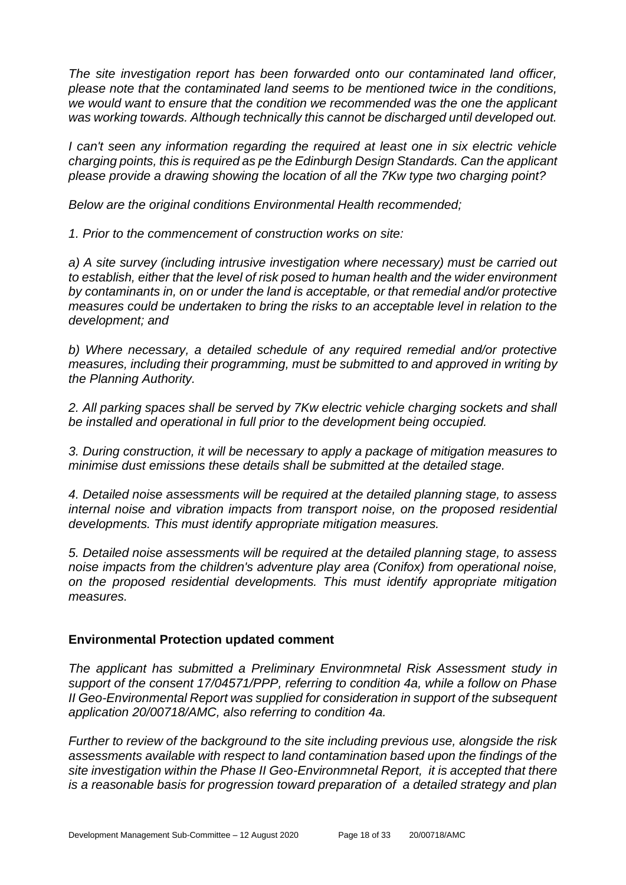*The site investigation report has been forwarded onto our contaminated land officer, please note that the contaminated land seems to be mentioned twice in the conditions, we would want to ensure that the condition we recommended was the one the applicant was working towards. Although technically this cannot be discharged until developed out.*

*I can't seen any information regarding the required at least one in six electric vehicle charging points, this is required as pe the Edinburgh Design Standards. Can the applicant please provide a drawing showing the location of all the 7Kw type two charging point?*

*Below are the original conditions Environmental Health recommended;*

*1. Prior to the commencement of construction works on site:*

*a) A site survey (including intrusive investigation where necessary) must be carried out to establish, either that the level of risk posed to human health and the wider environment by contaminants in, on or under the land is acceptable, or that remedial and/or protective measures could be undertaken to bring the risks to an acceptable level in relation to the development; and*

*b) Where necessary, a detailed schedule of any required remedial and/or protective measures, including their programming, must be submitted to and approved in writing by the Planning Authority.*

*2. All parking spaces shall be served by 7Kw electric vehicle charging sockets and shall be installed and operational in full prior to the development being occupied.*

*3. During construction, it will be necessary to apply a package of mitigation measures to minimise dust emissions these details shall be submitted at the detailed stage.*

*4. Detailed noise assessments will be required at the detailed planning stage, to assess internal noise and vibration impacts from transport noise, on the proposed residential developments. This must identify appropriate mitigation measures.*

*5. Detailed noise assessments will be required at the detailed planning stage, to assess noise impacts from the children's adventure play area (Conifox) from operational noise, on the proposed residential developments. This must identify appropriate mitigation measures.*

### Environmental Protection updated comment

*The applicant has submitted a Preliminary Environmnetal Risk Assessment study in support of the consent 17/04571/PPP, referring to condition 4a, while a follow on Phase II Geo-Environmental Report was supplied for consideration in support of the subsequent application 20/00718/AMC, also referring to condition 4a.*

*Further to review of the background to the site including previous use, alongside the risk assessments available with respect to land contamination based upon the findings of the site investigation within the Phase II Geo-Environmnetal Report, it is accepted that there is a reasonable basis for progression toward preparation of a detailed strategy and plan*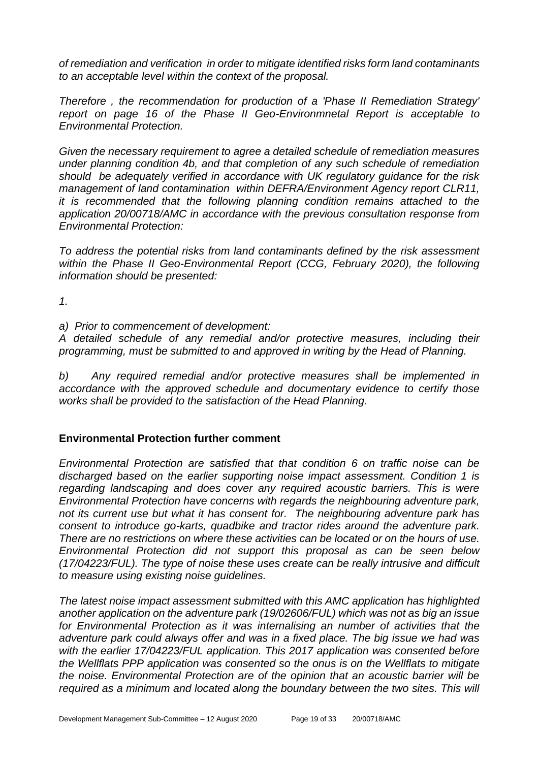*of remediation and verification in order to mitigate identified risks form land contaminants to an acceptable level within the context of the proposal.*

*Therefore , the recommendation for production of a 'Phase II Remediation Strategy' report on page 16 of the Phase II Geo-Environmnetal Report is acceptable to Environmental Protection.*

*Given the necessary requirement to agree a detailed schedule of remediation measures under planning condition 4b, and that completion of any such schedule of remediation should be adequately verified in accordance with UK regulatory guidance for the risk management of land contamination within DEFRA/Environment Agency report CLR11, it is recommended that the following planning condition remains attached to the application 20/00718/AMC in accordance with the previous consultation response from Environmental Protection:*

*To address the potential risks from land contaminants defined by the risk assessment within the Phase II Geo-Environmental Report (CCG, February 2020), the following information should be presented:*

*1.*

*a) Prior to commencement of development:*
*A detailed schedule of any remedial and/or protective measures, including their programming, must be submitted to and approved in writing by the Head of Planning.*

*b) Any required remedial and/or protective measures shall be implemented in accordance with the approved schedule and documentary evidence to certify those works shall be provided to the satisfaction of the Head Planning.*

## Environmental Protection further comment

*Environmental Protection are satisfied that that condition 6 on traffic noise can be discharged based on the earlier supporting noise impact assessment. Condition 1 is regarding landscaping and does cover any required acoustic barriers. This is were Environmental Protection have concerns with regards the neighbouring adventure park, not its current use but what it has consent for. The neighbouring adventure park has consent to introduce go-karts, quadbike and tractor rides around the adventure park. There are no restrictions on where these activities can be located or on the hours of use. Environmental Protection did not support this proposal as can be seen below (17/04223/FUL). The type of noise these uses create can be really intrusive and difficult to measure using existing noise guidelines.*

*The latest noise impact assessment submitted with this AMC application has highlighted another application on the adventure park (19/02606/FUL) which was not as big an issue for Environmental Protection as it was internalising an number of activities that the adventure park could always offer and was in a fixed place. The big issue we had was with the earlier 17/04223/FUL application. This 2017 application was consented before the Wellflats PPP application was consented so the onus is on the Wellflats to mitigate the noise. Environmental Protection are of the opinion that an acoustic barrier will be required as a minimum and located along the boundary between the two sites. This will*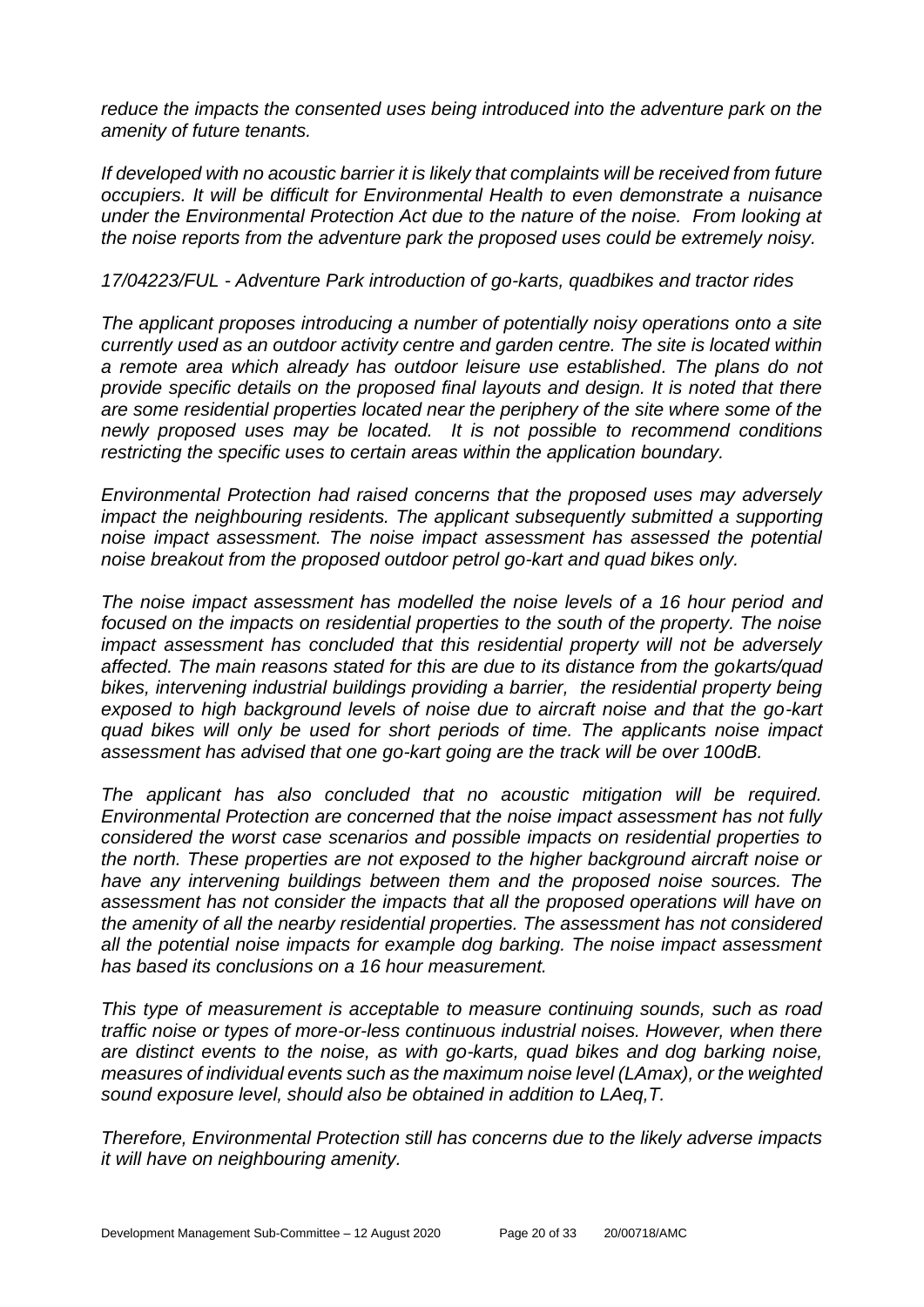*reduce the impacts the consented uses being introduced into the adventure park on the amenity of future tenants.*

*If developed with no acoustic barrier it is likely that complaints will be received from future occupiers. It will be difficult for Environmental Health to even demonstrate a nuisance under the Environmental Protection Act due to the nature of the noise. From looking at the noise reports from the adventure park the proposed uses could be extremely noisy.*

*17/04223/FUL - Adventure Park introduction of go-karts, quadbikes and tractor rides*

*The applicant proposes introducing a number of potentially noisy operations onto a site currently used as an outdoor activity centre and garden centre. The site is located within a remote area which already has outdoor leisure use established. The plans do not provide specific details on the proposed final layouts and design. It is noted that there are some residential properties located near the periphery of the site where some of the newly proposed uses may be located. It is not possible to recommend conditions restricting the specific uses to certain areas within the application boundary.*

*Environmental Protection had raised concerns that the proposed uses may adversely impact the neighbouring residents. The applicant subsequently submitted a supporting noise impact assessment. The noise impact assessment has assessed the potential noise breakout from the proposed outdoor petrol go-kart and quad bikes only.*

*The noise impact assessment has modelled the noise levels of a 16 hour period and focused on the impacts on residential properties to the south of the property. The noise impact assessment has concluded that this residential property will not be adversely affected. The main reasons stated for this are due to its distance from the gokarts/quad bikes, intervening industrial buildings providing a barrier, the residential property being exposed to high background levels of noise due to aircraft noise and that the go-kart quad bikes will only be used for short periods of time. The applicants noise impact assessment has advised that one go-kart going are the track will be over 100dB.*

*The applicant has also concluded that no acoustic mitigation will be required. Environmental Protection are concerned that the noise impact assessment has not fully considered the worst case scenarios and possible impacts on residential properties to the north. These properties are not exposed to the higher background aircraft noise or have any intervening buildings between them and the proposed noise sources. The assessment has not consider the impacts that all the proposed operations will have on the amenity of all the nearby residential properties. The assessment has not considered all the potential noise impacts for example dog barking. The noise impact assessment has based its conclusions on a 16 hour measurement.*

*This type of measurement is acceptable to measure continuing sounds, such as road traffic noise or types of more-or-less continuous industrial noises. However, when there are distinct events to the noise, as with go-karts, quad bikes and dog barking noise, measures of individual events such as the maximum noise level (LAmax), or the weighted sound exposure level, should also be obtained in addition to LAeq,T.*

*Therefore, Environmental Protection still has concerns due to the likely adverse impacts it will have on neighbouring amenity.*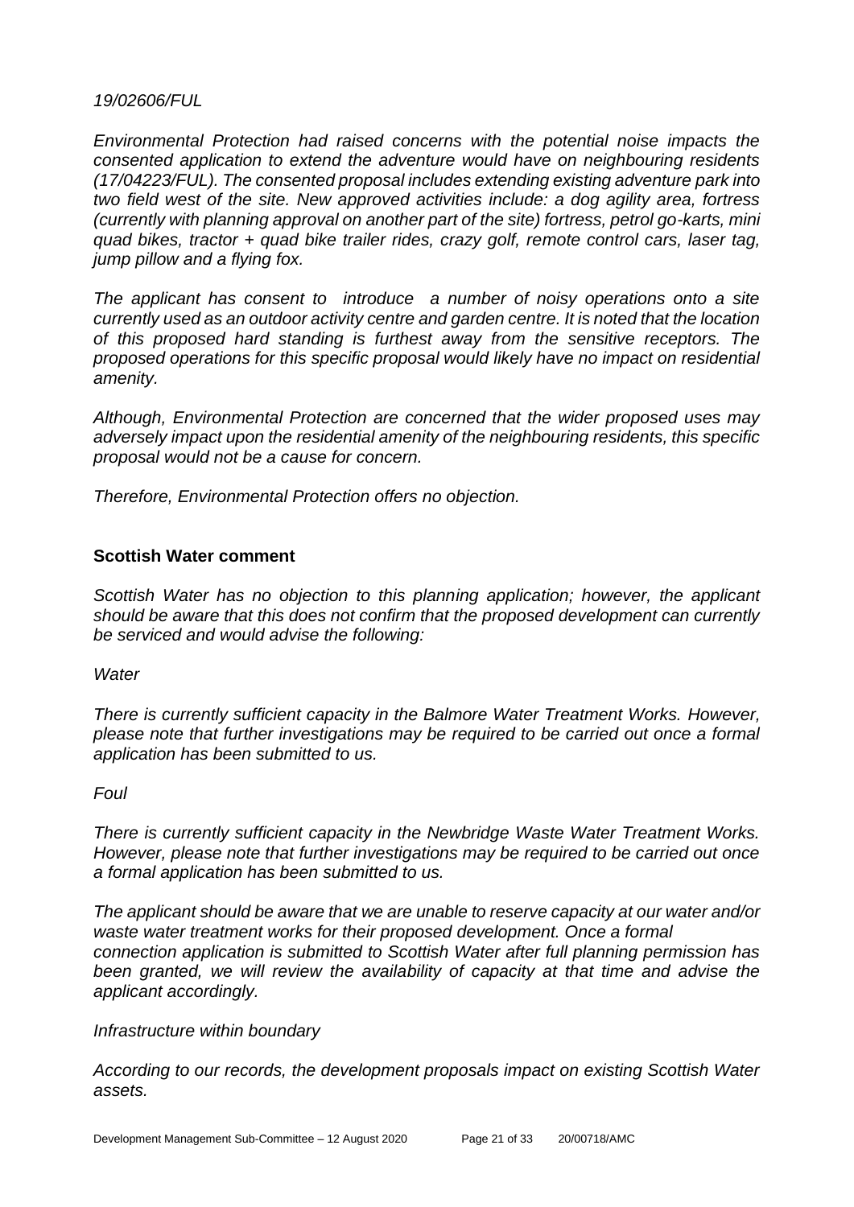*19/02606/FUL*

*Environmental Protection had raised concerns with the potential noise impacts the consented application to extend the adventure would have on neighbouring residents (17/04223/FUL). The consented proposal includes extending existing adventure park into two field west of the site. New approved activities include: a dog agility area, fortress (currently with planning approval on another part of the site) fortress, petrol go-karts, mini quad bikes, tractor + quad bike trailer rides, crazy golf, remote control cars, laser tag, jump pillow and a flying fox.*

*The applicant has consent to introduce a number of noisy operations onto a site currently used as an outdoor activity centre and garden centre. It is noted that the location of this proposed hard standing is furthest away from the sensitive receptors. The proposed operations for this specific proposal would likely have no impact on residential amenity.*

*Although, Environmental Protection are concerned that the wider proposed uses may adversely impact upon the residential amenity of the neighbouring residents, this specific proposal would not be a cause for concern.*

*Therefore, Environmental Protection offers no objection.*

**Scottish Water comment**

*Scottish Water has no objection to this planning application; however, the applicant should be aware that this does not confirm that the proposed development can currently be serviced and would advise the following:*

*Water*

*There is currently sufficient capacity in the Balmore Water Treatment Works. However, please note that further investigations may be required to be carried out once a formal application has been submitted to us.*

*Foul*

*There is currently sufficient capacity in the Newbridge Waste Water Treatment Works. However, please note that further investigations may be required to be carried out once a formal application has been submitted to us.*

*The applicant should be aware that we are unable to reserve capacity at our water and/or waste water treatment works for their proposed development. Once a formal connection application is submitted to Scottish Water after full planning permission has been granted, we will review the availability of capacity at that time and advise the applicant accordingly.*

*Infrastructure within boundary*

*According to our records, the development proposals impact on existing Scottish Water assets.*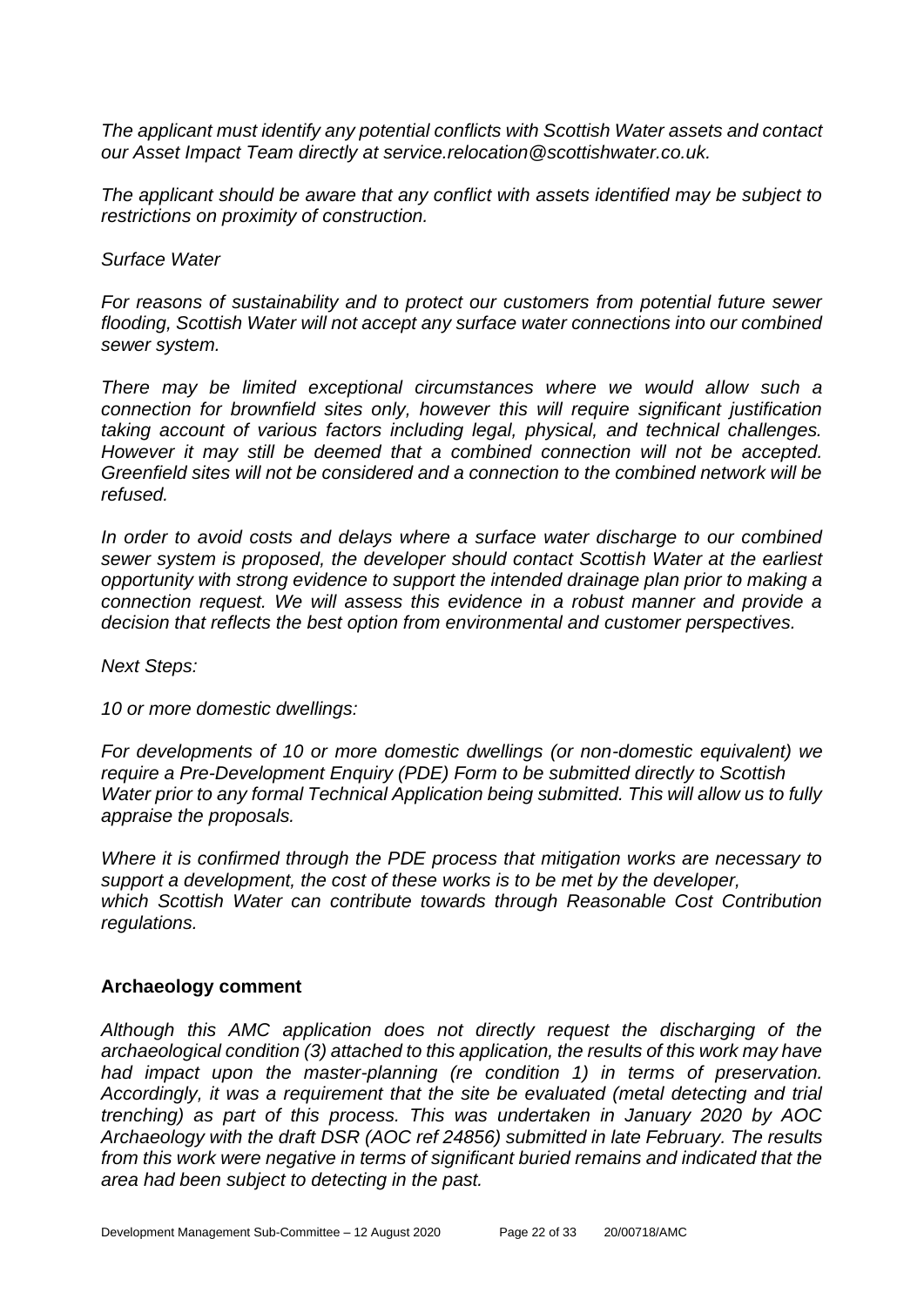*The applicant must identify any potential conflicts with Scottish Water assets and contact our Asset Impact Team directly at service.relocation@scottishwater.co.uk.*

*The applicant should be aware that any conflict with assets identified may be subject to restrictions on proximity of construction.*

*Surface Water*

*For reasons of sustainability and to protect our customers from potential future sewer flooding, Scottish Water will not accept any surface water connections into our combined sewer system.*

*There may be limited exceptional circumstances where we would allow such a connection for brownfield sites only, however this will require significant justification taking account of various factors including legal, physical, and technical challenges. However it may still be deemed that a combined connection will not be accepted. Greenfield sites will not be considered and a connection to the combined network will be refused.*

*In order to avoid costs and delays where a surface water discharge to our combined sewer system is proposed, the developer should contact Scottish Water at the earliest opportunity with strong evidence to support the intended drainage plan prior to making a connection request. We will assess this evidence in a robust manner and provide a decision that reflects the best option from environmental and customer perspectives.*

*Next Steps:*

*10 or more domestic dwellings:*

*For developments of 10 or more domestic dwellings (or non-domestic equivalent) we require a Pre-Development Enquiry (PDE) Form to be submitted directly to Scottish Water prior to any formal Technical Application being submitted. This will allow us to fully appraise the proposals.*

*Where it is confirmed through the PDE process that mitigation works are necessary to support a development, the cost of these works is to be met by the developer, which Scottish Water can contribute towards through Reasonable Cost Contribution regulations.*

**Archaeology comment**

*Although this AMC application does not directly request the discharging of the archaeological condition (3) attached to this application, the results of this work may have had impact upon the master-planning (re condition 1) in terms of preservation. Accordingly, it was a requirement that the site be evaluated (metal detecting and trial trenching) as part of this process. This was undertaken in January 2020 by AOC Archaeology with the draft DSR (AOC ref 24856) submitted in late February. The results from this work were negative in terms of significant buried remains and indicated that the area had been subject to detecting in the past.*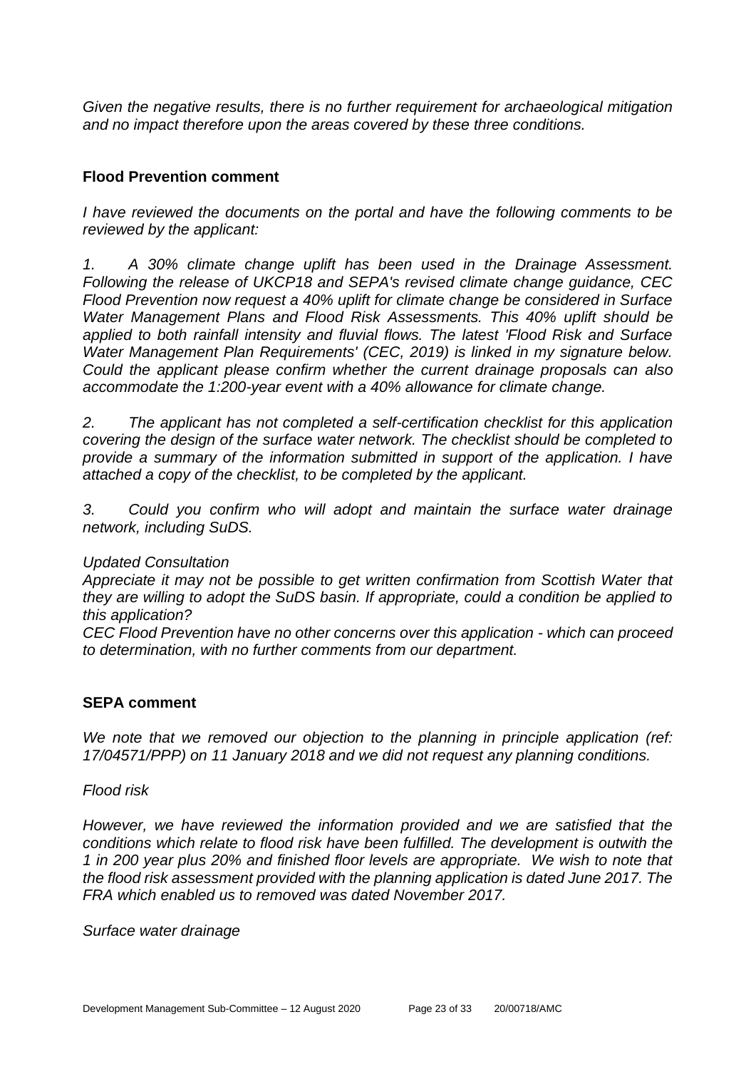*Given the negative results, there is no further requirement for archaeological mitigation and no impact therefore upon the areas covered by these three conditions.*

**Flood Prevention comment**

*I have reviewed the documents on the portal and have the following comments to be reviewed by the applicant:*

*1. A 30% climate change uplift has been used in the Drainage Assessment. Following the release of UKCP18 and SEPA's revised climate change guidance, CEC Flood Prevention now request a 40% uplift for climate change be considered in Surface Water Management Plans and Flood Risk Assessments. This 40% uplift should be applied to both rainfall intensity and fluvial flows. The latest 'Flood Risk and Surface Water Management Plan Requirements' (CEC, 2019) is linked in my signature below. Could the applicant please confirm whether the current drainage proposals can also accommodate the 1:200-year event with a 40% allowance for climate change.*

*2. The applicant has not completed a self-certification checklist for this application covering the design of the surface water network. The checklist should be completed to provide a summary of the information submitted in support of the application. I have attached a copy of the checklist, to be completed by the applicant.*

*3. Could you confirm who will adopt and maintain the surface water drainage network, including SuDS.*

*Updated Consultation*

*Appreciate it may not be possible to get written confirmation from Scottish Water that they are willing to adopt the SuDS basin. If appropriate, could a condition be applied to this application?*

*CEC Flood Prevention have no other concerns over this application - which can proceed to determination, with no further comments from our department.*

**SEPA comment**

*We note that we removed our objection to the planning in principle application (ref: 17/04571/PPP) on 11 January 2018 and we did not request any planning conditions.*

*Flood risk*

*However, we have reviewed the information provided and we are satisfied that the conditions which relate to flood risk have been fulfilled. The development is outwith the 1 in 200 year plus 20% and finished floor levels are appropriate. We wish to note that the flood risk assessment provided with the planning application is dated June 2017. The FRA which enabled us to removed was dated November 2017.*

*Surface water drainage*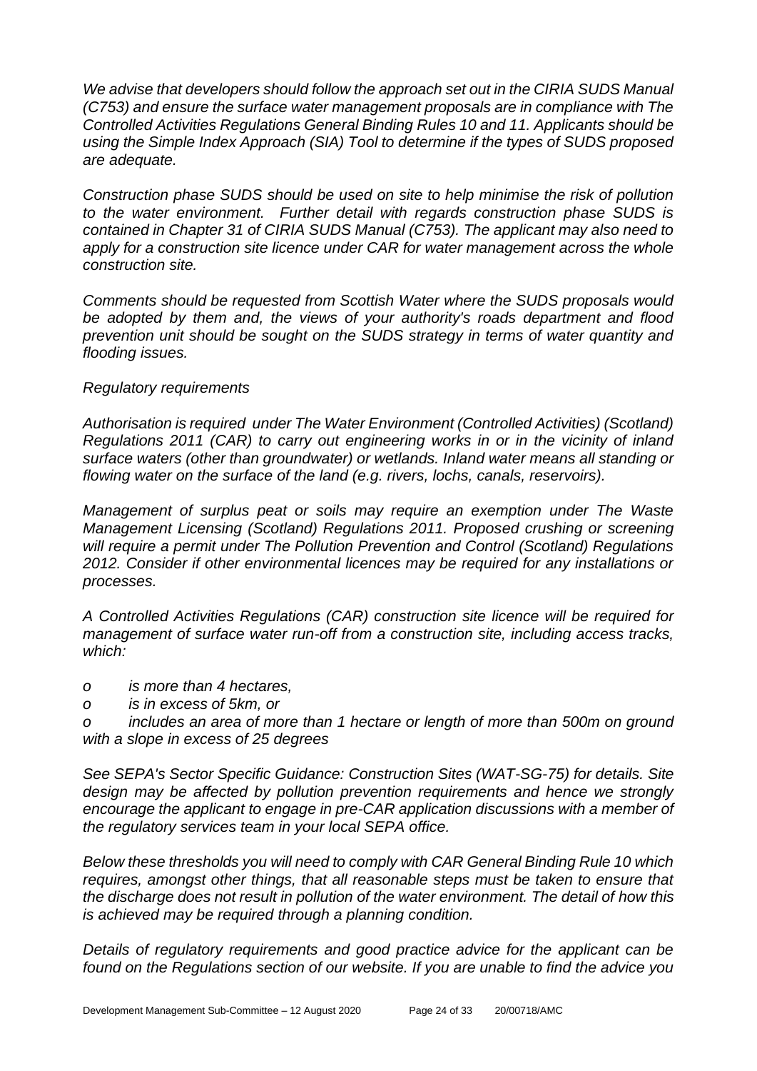*We advise that developers should follow the approach set out in the CIRIA SUDS Manual (C753) and ensure the surface water management proposals are in compliance with The Controlled Activities Regulations General Binding Rules 10 and 11. Applicants should be using the Simple Index Approach (SIA) Tool to determine if the types of SUDS proposed are adequate.*

*Construction phase SUDS should be used on site to help minimise the risk of pollution to the water environment. Further detail with regards construction phase SUDS is contained in Chapter 31 of CIRIA SUDS Manual (C753). The applicant may also need to apply for a construction site licence under CAR for water management across the whole construction site.*

*Comments should be requested from Scottish Water where the SUDS proposals would be adopted by them and, the views of your authority's roads department and flood prevention unit should be sought on the SUDS strategy in terms of water quantity and flooding issues.*

*Regulatory requirements*

*Authorisation is required under The Water Environment (Controlled Activities) (Scotland) Regulations 2011 (CAR) to carry out engineering works in or in the vicinity of inland surface waters (other than groundwater) or wetlands. Inland water means all standing or flowing water on the surface of the land (e.g. rivers, lochs, canals, reservoirs).*

*Management of surplus peat or soils may require an exemption under The Waste Management Licensing (Scotland) Regulations 2011. Proposed crushing or screening will require a permit under The Pollution Prevention and Control (Scotland) Regulations 2012. Consider if other environmental licences may be required for any installations or processes.*

*A Controlled Activities Regulations (CAR) construction site licence will be required for management of surface water run-off from a construction site, including access tracks, which:*

- *is more than 4 hectares,*
- *is in excess of 5km, or*
- *includes an area of more than 1 hectare or length of more than 500m on ground with a slope in excess of 25 degrees*

*See SEPA's Sector Specific Guidance: Construction Sites (WAT-SG-75) for details. Site design may be affected by pollution prevention requirements and hence we strongly encourage the applicant to engage in pre-CAR application discussions with a member of the regulatory services team in your local SEPA office.*

*Below these thresholds you will need to comply with CAR General Binding Rule 10 which requires, amongst other things, that all reasonable steps must be taken to ensure that the discharge does not result in pollution of the water environment. The detail of how this is achieved may be required through a planning condition.*

*Details of regulatory requirements and good practice advice for the applicant can be found on the Regulations section of our website. If you are unable to find the advice you*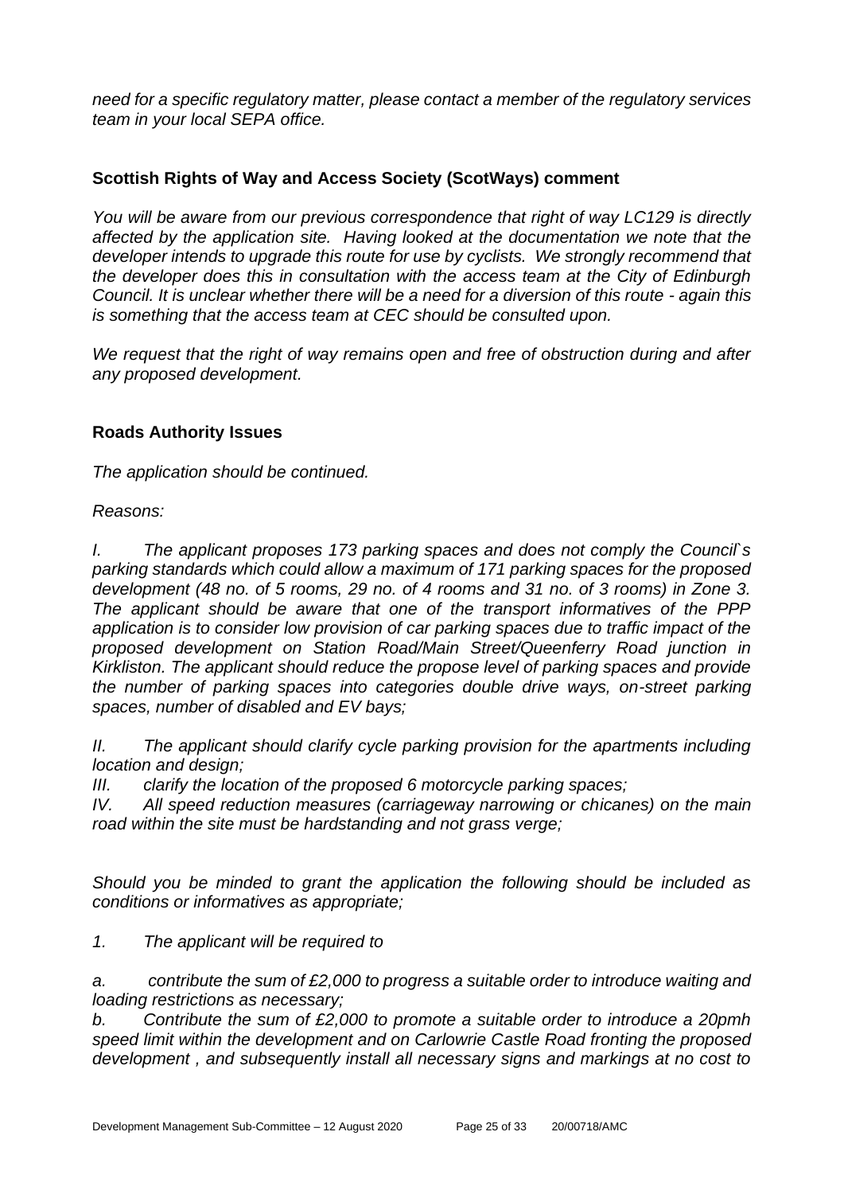*need for a specific regulatory matter, please contact a member of the regulatory services team in your local SEPA office.*

### Scottish Rights of Way and Access Society (ScotWays) comment

*You will be aware from our previous correspondence that right of way LC129 is directly affected by the application site. Having looked at the documentation we note that the developer intends to upgrade this route for use by cyclists. We strongly recommend that the developer does this in consultation with the access team at the City of Edinburgh Council. It is unclear whether there will be a need for a diversion of this route - again this is something that the access team at CEC should be consulted upon.*

*We request that the right of way remains open and free of obstruction during and after any proposed development.*

### Roads Authority Issues

*The application should be continued.*

*Reasons:*

*I. The applicant proposes 173 parking spaces and does not comply the Council`s parking standards which could allow a maximum of 171 parking spaces for the proposed development (48 no. of 5 rooms, 29 no. of 4 rooms and 31 no. of 3 rooms) in Zone 3. The applicant should be aware that one of the transport informatives of the PPP application is to consider low provision of car parking spaces due to traffic impact of the proposed development on Station Road/Main Street/Queenferry Road junction in Kirkliston. The applicant should reduce the propose level of parking spaces and provide the number of parking spaces into categories double drive ways, on-street parking spaces, number of disabled and EV bays;*

*II. The applicant should clarify cycle parking provision for the apartments including location and design;*

*III. clarify the location of the proposed 6 motorcycle parking spaces;*

*IV. All speed reduction measures (carriageway narrowing or chicanes) on the main road within the site must be hardstanding and not grass verge;*

*Should you be minded to grant the application the following should be included as conditions or informatives as appropriate;*

*1. The applicant will be required to*

*a. contribute the sum of £2,000 to progress a suitable order to introduce waiting and loading restrictions as necessary;*

*b. Contribute the sum of £2,000 to promote a suitable order to introduce a 20pmh speed limit within the development and on Carlowrie Castle Road fronting the proposed development , and subsequently install all necessary signs and markings at no cost to*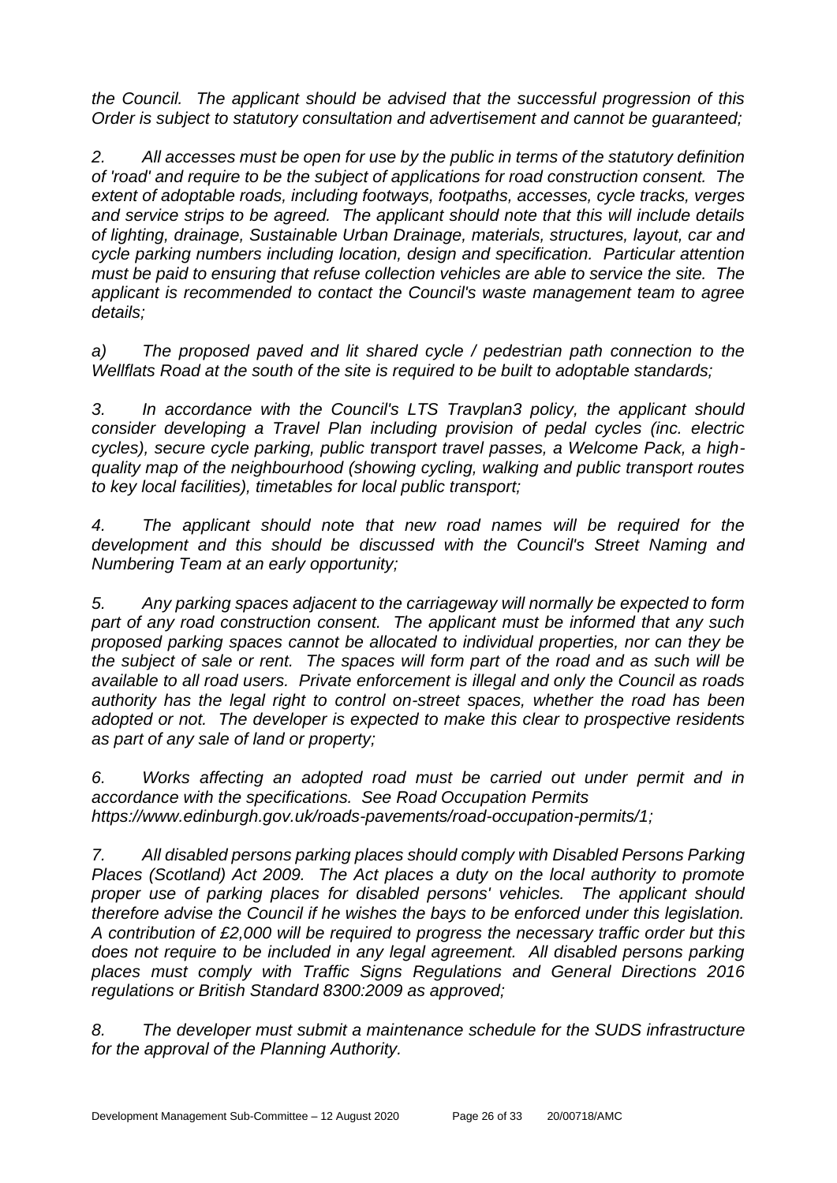*the Council. The applicant should be advised that the successful progression of this Order is subject to statutory consultation and advertisement and cannot be guaranteed;*

*2. All accesses must be open for use by the public in terms of the statutory definition of 'road' and require to be the subject of applications for road construction consent. The extent of adoptable roads, including footways, footpaths, accesses, cycle tracks, verges and service strips to be agreed. The applicant should note that this will include details of lighting, drainage, Sustainable Urban Drainage, materials, structures, layout, car and cycle parking numbers including location, design and specification. Particular attention must be paid to ensuring that refuse collection vehicles are able to service the site. The applicant is recommended to contact the Council's waste management team to agree details;*

*a) The proposed paved and lit shared cycle / pedestrian path connection to the Wellflats Road at the south of the site is required to be built to adoptable standards;*

*3. In accordance with the Council's LTS Travplan3 policy, the applicant should consider developing a Travel Plan including provision of pedal cycles (inc. electric cycles), secure cycle parking, public transport travel passes, a Welcome Pack, a high-quality map of the neighbourhood (showing cycling, walking and public transport routes to key local facilities), timetables for local public transport;*

*4. The applicant should note that new road names will be required for the development and this should be discussed with the Council's Street Naming and Numbering Team at an early opportunity;*

*5. Any parking spaces adjacent to the carriageway will normally be expected to form part of any road construction consent. The applicant must be informed that any such proposed parking spaces cannot be allocated to individual properties, nor can they be the subject of sale or rent. The spaces will form part of the road and as such will be available to all road users. Private enforcement is illegal and only the Council as roads authority has the legal right to control on-street spaces, whether the road has been adopted or not. The developer is expected to make this clear to prospective residents as part of any sale of land or property;*

*6. Works affecting an adopted road must be carried out under permit and in accordance with the specifications. See Road Occupation Permits https://www.edinburgh.gov.uk/roads-pavements/road-occupation-permits/1;*

*7. All disabled persons parking places should comply with Disabled Persons Parking Places (Scotland) Act 2009. The Act places a duty on the local authority to promote proper use of parking places for disabled persons' vehicles. The applicant should therefore advise the Council if he wishes the bays to be enforced under this legislation. A contribution of £2,000 will be required to progress the necessary traffic order but this does not require to be included in any legal agreement. All disabled persons parking places must comply with Traffic Signs Regulations and General Directions 2016 regulations or British Standard 8300:2009 as approved;*

*8. The developer must submit a maintenance schedule for the SUDS infrastructure for the approval of the Planning Authority.*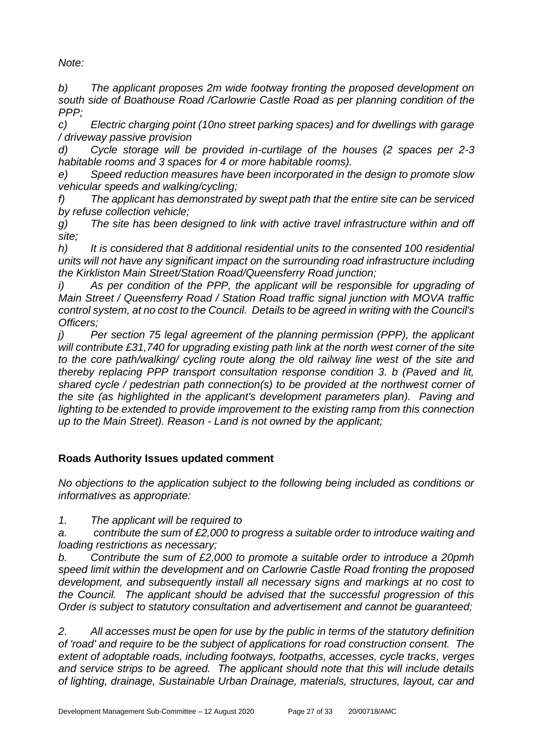*Note:*

*b) The applicant proposes 2m wide footway fronting the proposed development on south side of Boathouse Road /Carlowrie Castle Road as per planning condition of the PPP;*

*c) Electric charging point (10no street parking spaces) and for dwellings with garage / driveway passive provision*

*d) Cycle storage will be provided in-curtilage of the houses (2 spaces per 2-3 habitable rooms and 3 spaces for 4 or more habitable rooms).*

*e) Speed reduction measures have been incorporated in the design to promote slow vehicular speeds and walking/cycling;*

*f) The applicant has demonstrated by swept path that the entire site can be serviced by refuse collection vehicle;*

*g) The site has been designed to link with active travel infrastructure within and off site;*

*h) It is considered that 8 additional residential units to the consented 100 residential units will not have any significant impact on the surrounding road infrastructure including the Kirkliston Main Street/Station Road/Queensferry Road junction;*

*i) As per condition of the PPP, the applicant will be responsible for upgrading of Main Street / Queensferry Road / Station Road traffic signal junction with MOVA traffic control system, at no cost to the Council. Details to be agreed in writing with the Council's Officers;*

*j) Per section 75 legal agreement of the planning permission (PPP), the applicant will contribute £31,740 for upgrading existing path link at the north west corner of the site to the core path/walking/ cycling route along the old railway line west of the site and thereby replacing PPP transport consultation response condition 3. b (Paved and lit, shared cycle / pedestrian path connection(s) to be provided at the northwest corner of the site (as highlighted in the applicant's development parameters plan). Paving and lighting to be extended to provide improvement to the existing ramp from this connection up to the Main Street). Reason - Land is not owned by the applicant;*

## Roads Authority Issues updated comment

*No objections to the application subject to the following being included as conditions or informatives as appropriate:*

*1. The applicant will be required to*

*a. contribute the sum of £2,000 to progress a suitable order to introduce waiting and loading restrictions as necessary;*

*b. Contribute the sum of £2,000 to promote a suitable order to introduce a 20pmh speed limit within the development and on Carlowrie Castle Road fronting the proposed development, and subsequently install all necessary signs and markings at no cost to the Council. The applicant should be advised that the successful progression of this Order is subject to statutory consultation and advertisement and cannot be guaranteed;*

*2. All accesses must be open for use by the public in terms of the statutory definition of 'road' and require to be the subject of applications for road construction consent. The extent of adoptable roads, including footways, footpaths, accesses, cycle tracks, verges and service strips to be agreed. The applicant should note that this will include details of lighting, drainage, Sustainable Urban Drainage, materials, structures, layout, car and*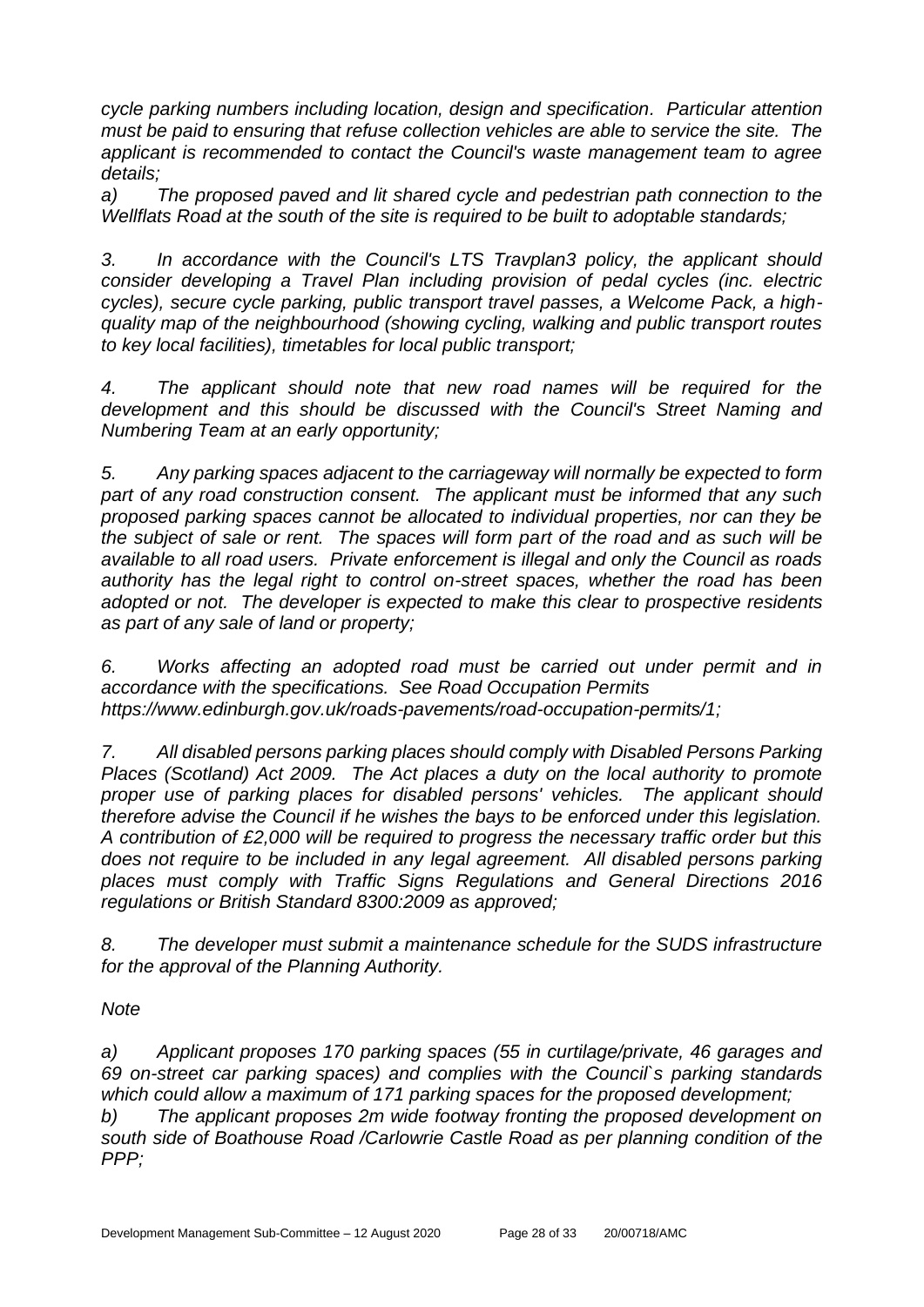*cycle parking numbers including location, design and specification. Particular attention must be paid to ensuring that refuse collection vehicles are able to service the site. The applicant is recommended to contact the Council's waste management team to agree details;*

*a) The proposed paved and lit shared cycle and pedestrian path connection to the Wellflats Road at the south of the site is required to be built to adoptable standards;*

*3. In accordance with the Council's LTS Travplan3 policy, the applicant should consider developing a Travel Plan including provision of pedal cycles (inc. electric cycles), secure cycle parking, public transport travel passes, a Welcome Pack, a high-quality map of the neighbourhood (showing cycling, walking and public transport routes to key local facilities), timetables for local public transport;*

*4. The applicant should note that new road names will be required for the development and this should be discussed with the Council's Street Naming and Numbering Team at an early opportunity;*

*5. Any parking spaces adjacent to the carriageway will normally be expected to form part of any road construction consent. The applicant must be informed that any such proposed parking spaces cannot be allocated to individual properties, nor can they be the subject of sale or rent. The spaces will form part of the road and as such will be available to all road users. Private enforcement is illegal and only the Council as roads authority has the legal right to control on-street spaces, whether the road has been adopted or not. The developer is expected to make this clear to prospective residents as part of any sale of land or property;*

*6. Works affecting an adopted road must be carried out under permit and in accordance with the specifications. See Road Occupation Permits https://www.edinburgh.gov.uk/roads-pavements/road-occupation-permits/1;*

*7. All disabled persons parking places should comply with Disabled Persons Parking Places (Scotland) Act 2009. The Act places a duty on the local authority to promote proper use of parking places for disabled persons' vehicles. The applicant should therefore advise the Council if he wishes the bays to be enforced under this legislation. A contribution of £2,000 will be required to progress the necessary traffic order but this does not require to be included in any legal agreement. All disabled persons parking places must comply with Traffic Signs Regulations and General Directions 2016 regulations or British Standard 8300:2009 as approved;*

*8. The developer must submit a maintenance schedule for the SUDS infrastructure for the approval of the Planning Authority.*

*Note*

*a) Applicant proposes 170 parking spaces (55 in curtilage/private, 46 garages and 69 on-street car parking spaces) and complies with the Council`s parking standards which could allow a maximum of 171 parking spaces for the proposed development;*

*b) The applicant proposes 2m wide footway fronting the proposed development on south side of Boathouse Road /Carlowrie Castle Road as per planning condition of the PPP;*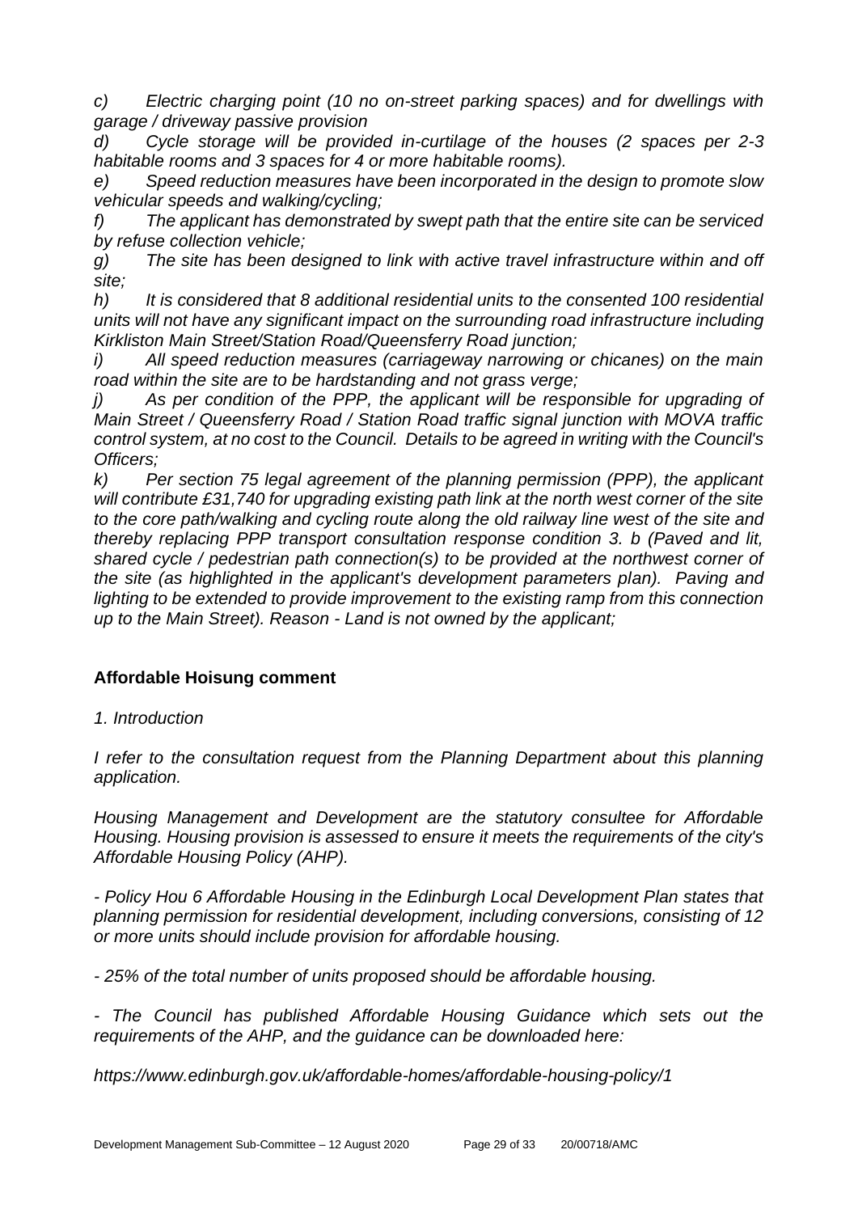*c) Electric charging point (10 no on-street parking spaces) and for dwellings with garage / driveway passive provision*

*d) Cycle storage will be provided in-curtilage of the houses (2 spaces per 2-3 habitable rooms and 3 spaces for 4 or more habitable rooms).*

*e) Speed reduction measures have been incorporated in the design to promote slow vehicular speeds and walking/cycling;*

*f) The applicant has demonstrated by swept path that the entire site can be serviced by refuse collection vehicle;*

*g) The site has been designed to link with active travel infrastructure within and off site;*

*h) It is considered that 8 additional residential units to the consented 100 residential units will not have any significant impact on the surrounding road infrastructure including Kirkliston Main Street/Station Road/Queensferry Road junction;*

*i) All speed reduction measures (carriageway narrowing or chicanes) on the main road within the site are to be hardstanding and not grass verge;*

*j) As per condition of the PPP, the applicant will be responsible for upgrading of Main Street / Queensferry Road / Station Road traffic signal junction with MOVA traffic control system, at no cost to the Council. Details to be agreed in writing with the Council's Officers;*

*k) Per section 75 legal agreement of the planning permission (PPP), the applicant will contribute £31,740 for upgrading existing path link at the north west corner of the site to the core path/walking and cycling route along the old railway line west of the site and thereby replacing PPP transport consultation response condition 3. b (Paved and lit, shared cycle / pedestrian path connection(s) to be provided at the northwest corner of the site (as highlighted in the applicant's development parameters plan). Paving and lighting to be extended to provide improvement to the existing ramp from this connection up to the Main Street). Reason - Land is not owned by the applicant;*

**Affordable Hoisung comment**

*1. Introduction*

*I refer to the consultation request from the Planning Department about this planning application.*

*Housing Management and Development are the statutory consultee for Affordable Housing. Housing provision is assessed to ensure it meets the requirements of the city's Affordable Housing Policy (AHP).*

*- Policy Hou 6 Affordable Housing in the Edinburgh Local Development Plan states that planning permission for residential development, including conversions, consisting of 12 or more units should include provision for affordable housing.*

*- 25% of the total number of units proposed should be affordable housing.*

*- The Council has published Affordable Housing Guidance which sets out the requirements of the AHP, and the guidance can be downloaded here:*

*https://www.edinburgh.gov.uk/affordable-homes/affordable-housing-policy/1*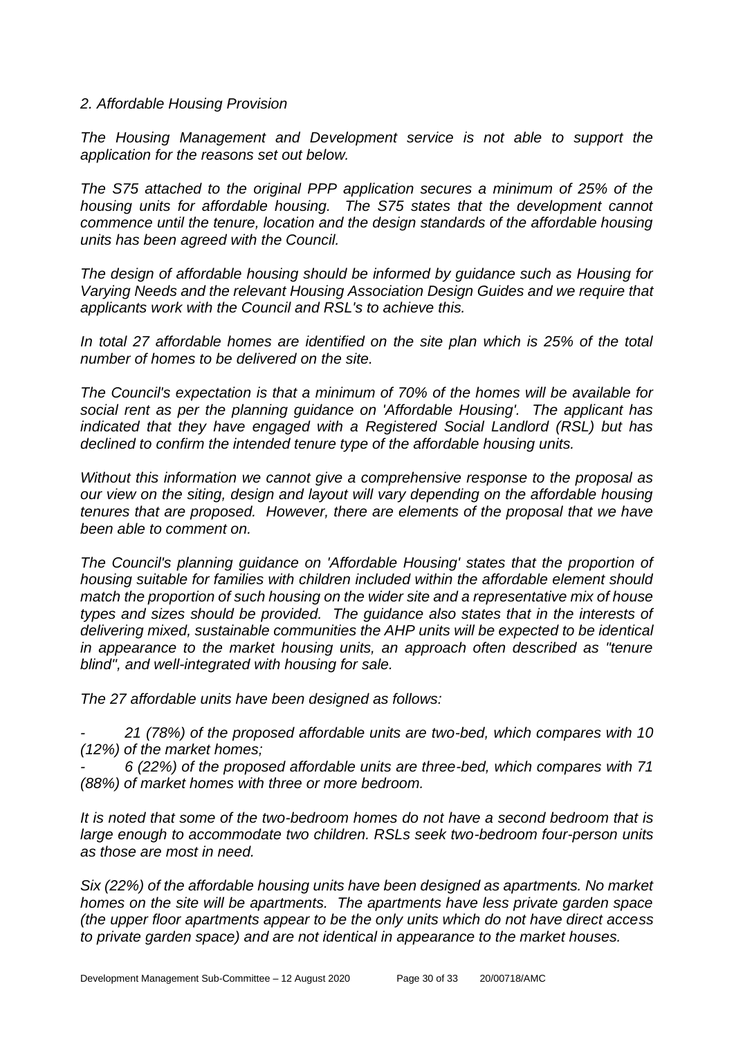*2. Affordable Housing Provision*

*The Housing Management and Development service is not able to support the application for the reasons set out below.*

*The S75 attached to the original PPP application secures a minimum of 25% of the housing units for affordable housing. The S75 states that the development cannot commence until the tenure, location and the design standards of the affordable housing units has been agreed with the Council.*

*The design of affordable housing should be informed by guidance such as Housing for Varying Needs and the relevant Housing Association Design Guides and we require that applicants work with the Council and RSL's to achieve this.*

*In total 27 affordable homes are identified on the site plan which is 25% of the total number of homes to be delivered on the site.*

*The Council's expectation is that a minimum of 70% of the homes will be available for social rent as per the planning guidance on 'Affordable Housing'. The applicant has indicated that they have engaged with a Registered Social Landlord (RSL) but has declined to confirm the intended tenure type of the affordable housing units.*

*Without this information we cannot give a comprehensive response to the proposal as our view on the siting, design and layout will vary depending on the affordable housing tenures that are proposed. However, there are elements of the proposal that we have been able to comment on.*

*The Council's planning guidance on 'Affordable Housing' states that the proportion of housing suitable for families with children included within the affordable element should match the proportion of such housing on the wider site and a representative mix of house types and sizes should be provided. The guidance also states that in the interests of delivering mixed, sustainable communities the AHP units will be expected to be identical in appearance to the market housing units, an approach often described as "tenure blind", and well-integrated with housing for sale.*

*The 27 affordable units have been designed as follows:*

- *21 (78%) of the proposed affordable units are two-bed, which compares with 10 (12%) of the market homes;*
- *6 (22%) of the proposed affordable units are three-bed, which compares with 71 (88%) of market homes with three or more bedroom.*

*It is noted that some of the two-bedroom homes do not have a second bedroom that is large enough to accommodate two children. RSLs seek two-bedroom four-person units as those are most in need.*

*Six (22%) of the affordable housing units have been designed as apartments. No market homes on the site will be apartments. The apartments have less private garden space (the upper floor apartments appear to be the only units which do not have direct access to private garden space) and are not identical in appearance to the market houses.*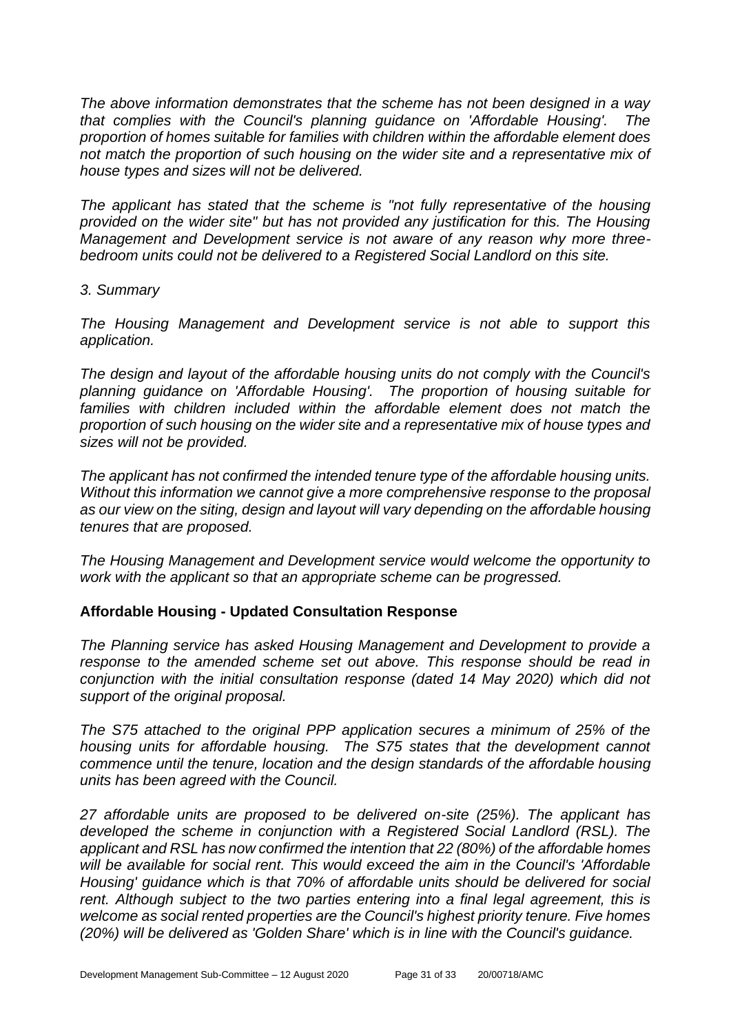*The above information demonstrates that the scheme has not been designed in a way that complies with the Council's planning guidance on 'Affordable Housing'. The proportion of homes suitable for families with children within the affordable element does not match the proportion of such housing on the wider site and a representative mix of house types and sizes will not be delivered.*

*The applicant has stated that the scheme is "not fully representative of the housing provided on the wider site" but has not provided any justification for this. The Housing Management and Development service is not aware of any reason why more three-bedroom units could not be delivered to a Registered Social Landlord on this site.*

*3. Summary*

*The Housing Management and Development service is not able to support this application.*

*The design and layout of the affordable housing units do not comply with the Council's planning guidance on 'Affordable Housing'. The proportion of housing suitable for families with children included within the affordable element does not match the proportion of such housing on the wider site and a representative mix of house types and sizes will not be provided.*

*The applicant has not confirmed the intended tenure type of the affordable housing units. Without this information we cannot give a more comprehensive response to the proposal as our view on the siting, design and layout will vary depending on the affordable housing tenures that are proposed.*

*The Housing Management and Development service would welcome the opportunity to work with the applicant so that an appropriate scheme can be progressed.*

**Affordable Housing - Updated Consultation Response**

*The Planning service has asked Housing Management and Development to provide a response to the amended scheme set out above. This response should be read in conjunction with the initial consultation response (dated 14 May 2020) which did not support of the original proposal.*

*The S75 attached to the original PPP application secures a minimum of 25% of the housing units for affordable housing. The S75 states that the development cannot commence until the tenure, location and the design standards of the affordable housing units has been agreed with the Council.*

*27 affordable units are proposed to be delivered on-site (25%). The applicant has developed the scheme in conjunction with a Registered Social Landlord (RSL). The applicant and RSL has now confirmed the intention that 22 (80%) of the affordable homes will be available for social rent. This would exceed the aim in the Council's 'Affordable Housing' guidance which is that 70% of affordable units should be delivered for social rent. Although subject to the two parties entering into a final legal agreement, this is welcome as social rented properties are the Council's highest priority tenure. Five homes (20%) will be delivered as 'Golden Share' which is in line with the Council's guidance.*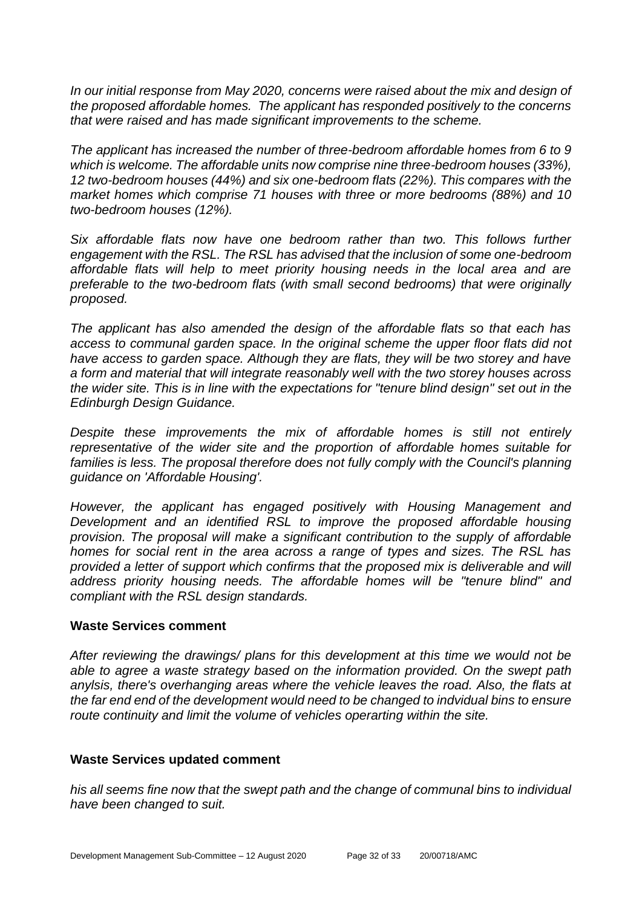*In our initial response from May 2020, concerns were raised about the mix and design of the proposed affordable homes. The applicant has responded positively to the concerns that were raised and has made significant improvements to the scheme.*

*The applicant has increased the number of three-bedroom affordable homes from 6 to 9 which is welcome. The affordable units now comprise nine three-bedroom houses (33%), 12 two-bedroom houses (44%) and six one-bedroom flats (22%). This compares with the market homes which comprise 71 houses with three or more bedrooms (88%) and 10 two-bedroom houses (12%).*

*Six affordable flats now have one bedroom rather than two. This follows further engagement with the RSL. The RSL has advised that the inclusion of some one-bedroom affordable flats will help to meet priority housing needs in the local area and are preferable to the two-bedroom flats (with small second bedrooms) that were originally proposed.*

*The applicant has also amended the design of the affordable flats so that each has access to communal garden space. In the original scheme the upper floor flats did not have access to garden space. Although they are flats, they will be two storey and have a form and material that will integrate reasonably well with the two storey houses across the wider site. This is in line with the expectations for "tenure blind design" set out in the Edinburgh Design Guidance.*

*Despite these improvements the mix of affordable homes is still not entirely representative of the wider site and the proportion of affordable homes suitable for families is less. The proposal therefore does not fully comply with the Council's planning guidance on 'Affordable Housing'.*

*However, the applicant has engaged positively with Housing Management and Development and an identified RSL to improve the proposed affordable housing provision. The proposal will make a significant contribution to the supply of affordable homes for social rent in the area across a range of types and sizes. The RSL has provided a letter of support which confirms that the proposed mix is deliverable and will address priority housing needs. The affordable homes will be "tenure blind" and compliant with the RSL design standards.*

**Waste Services comment**

*After reviewing the drawings/ plans for this development at this time we would not be able to agree a waste strategy based on the information provided. On the swept path anylsis, there's overhanging areas where the vehicle leaves the road. Also, the flats at the far end end of the development would need to be changed to indvidual bins to ensure route continuity and limit the volume of vehicles operarting within the site.*

**Waste Services updated comment**

*his all seems fine now that the swept path and the change of communal bins to individual have been changed to suit.*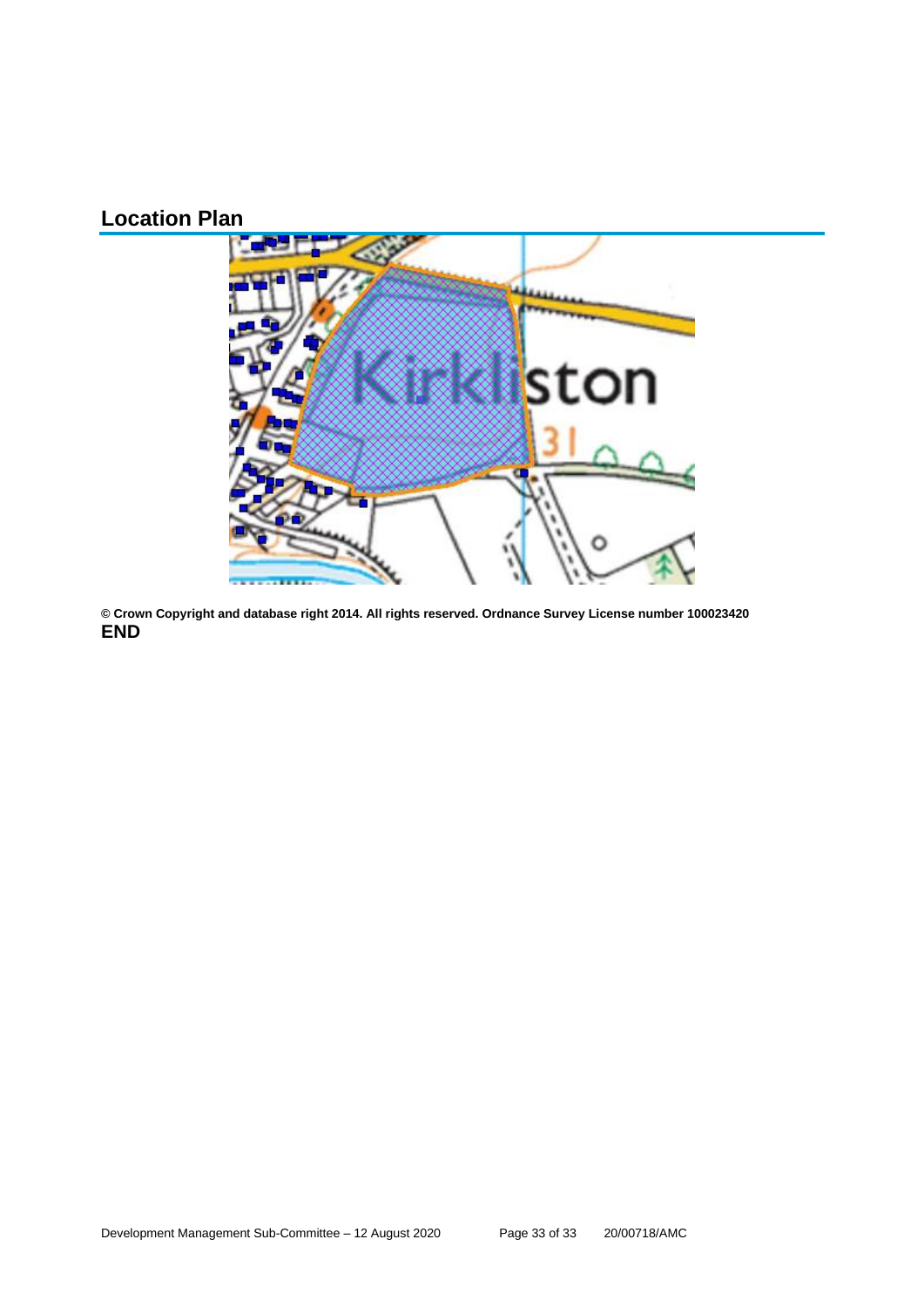## Location Plan

**© Crown Copyright and database right 2014. All rights reserved. Ordnance Survey License number 100023420**

**END**